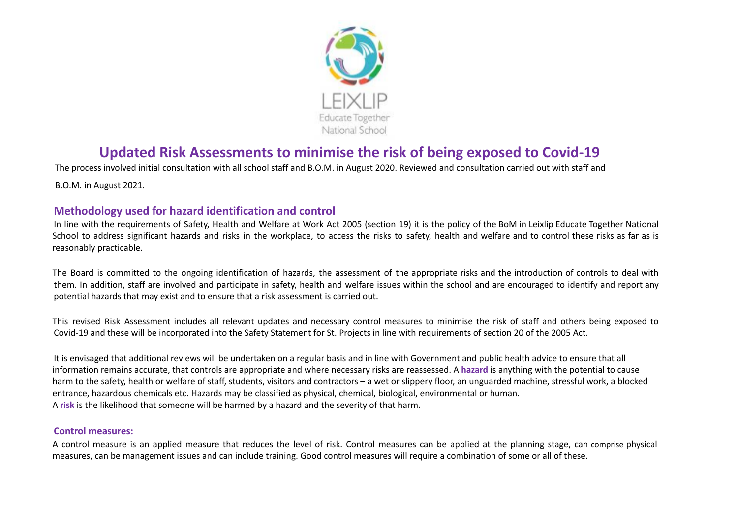LEIXLIP

Educate Together

National School

# Updated Risk Assessments to minimise the risk of being exposed to Covid-19

The process involved initial consultation with all school staff and B.O.M. in August 2020. Reviewed and consultation carried out with staff and B.O.M. in August 2021.

## Methodology used for hazard identification and control

In line with the requirements of Safety, Health and Welfare at Work Act 2005 (section 19) it is the policy of the BoM in Leixlip Educate Together National School to address significant hazards and risks in the workplace, to access the risks to safety, health and welfare and to control these risks as far as is reasonably practicable.

The Board is committed to the ongoing identification of hazards, the assessment of the appropriate risks and the introduction of controls to deal with them. In addition, staff are involved and participate in safety, health and welfare issues within the school and are encouraged to identify and report any potential hazards that may exist and to ensure that a risk assessment is carried out.

This revised Risk Assessment includes all relevant updates and necessary control measures to minimise the risk of staff and others being exposed to Covid-19 and these will be incorporated into the Safety Statement for St. Projects in line with requirements of section 20 of the 2005 Act.

It is envisaged that additional reviews will be undertaken on a regular basis and in line with Government and public health advice to ensure that all information remains accurate, that controls are appropriate and where necessary risks are reassessed. A **hazard** is anything with the potential to cause harm to the safety, health or welfare of staff, students, visitors and contractors – a wet or slippery floor, an unguarded machine, stressful work, a blocked entrance, hazardous chemicals etc. Hazards may be classified as physical, chemical, biological, environmental or human.
A **risk** is the likelihood that someone will be harmed by a hazard and the severity of that harm.

### Control measures:

A control measure is an applied measure that reduces the level of risk. Control measures can be applied at the planning stage, can comprise physical measures, can be management issues and can include training. Good control measures will require a combination of some or all of these.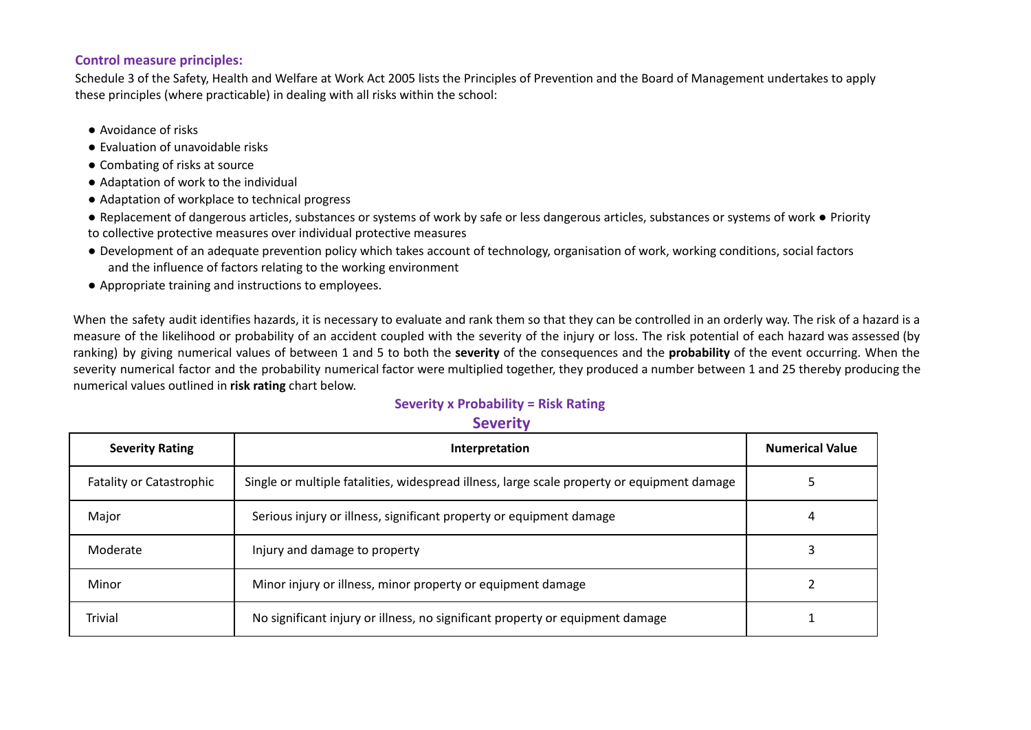### Control measure principles:

Schedule 3 of the Safety, Health and Welfare at Work Act 2005 lists the Principles of Prevention and the Board of Management undertakes to apply these principles (where practicable) in dealing with all risks within the school:

- Avoidance of risks
- Evaluation of unavoidable risks
- Combating of risks at source
- Adaptation of work to the individual
- Adaptation of workplace to technical progress
- Replacement of dangerous articles, substances or systems of work by safe or less dangerous articles, substances or systems of work
- Priority to collective protective measures over individual protective measures
- Development of an adequate prevention policy which takes account of technology, organisation of work, working conditions, social factors and the influence of factors relating to the working environment
- Appropriate training and instructions to employees.

When the safety audit identifies hazards, it is necessary to evaluate and rank them so that they can be controlled in an orderly way. The risk of a hazard is a measure of the likelihood or probability of an accident coupled with the severity of the injury or loss. The risk potential of each hazard was assessed (by ranking) by giving numerical values of between 1 and 5 to both the **severity** of the consequences and the **probability** of the event occurring. When the severity numerical factor and the probability numerical factor were multiplied together, they produced a number between 1 and 25 thereby producing the numerical values outlined in **risk rating** chart below.

**Severity x Probability = Risk Rating**

**Severity**

| Severity Rating | Interpretation | Numerical Value |
|---|---|---|
| Fatality or Catastrophic | Single or multiple fatalities, widespread illness, large scale property or equipment damage | 5 |
| Major | Serious injury or illness, significant property or equipment damage | 4 |
| Moderate | Injury and damage to property | 3 |
| Minor | Minor injury or illness, minor property or equipment damage | 2 |
| Trivial | No significant injury or illness, no significant property or equipment damage | 1 |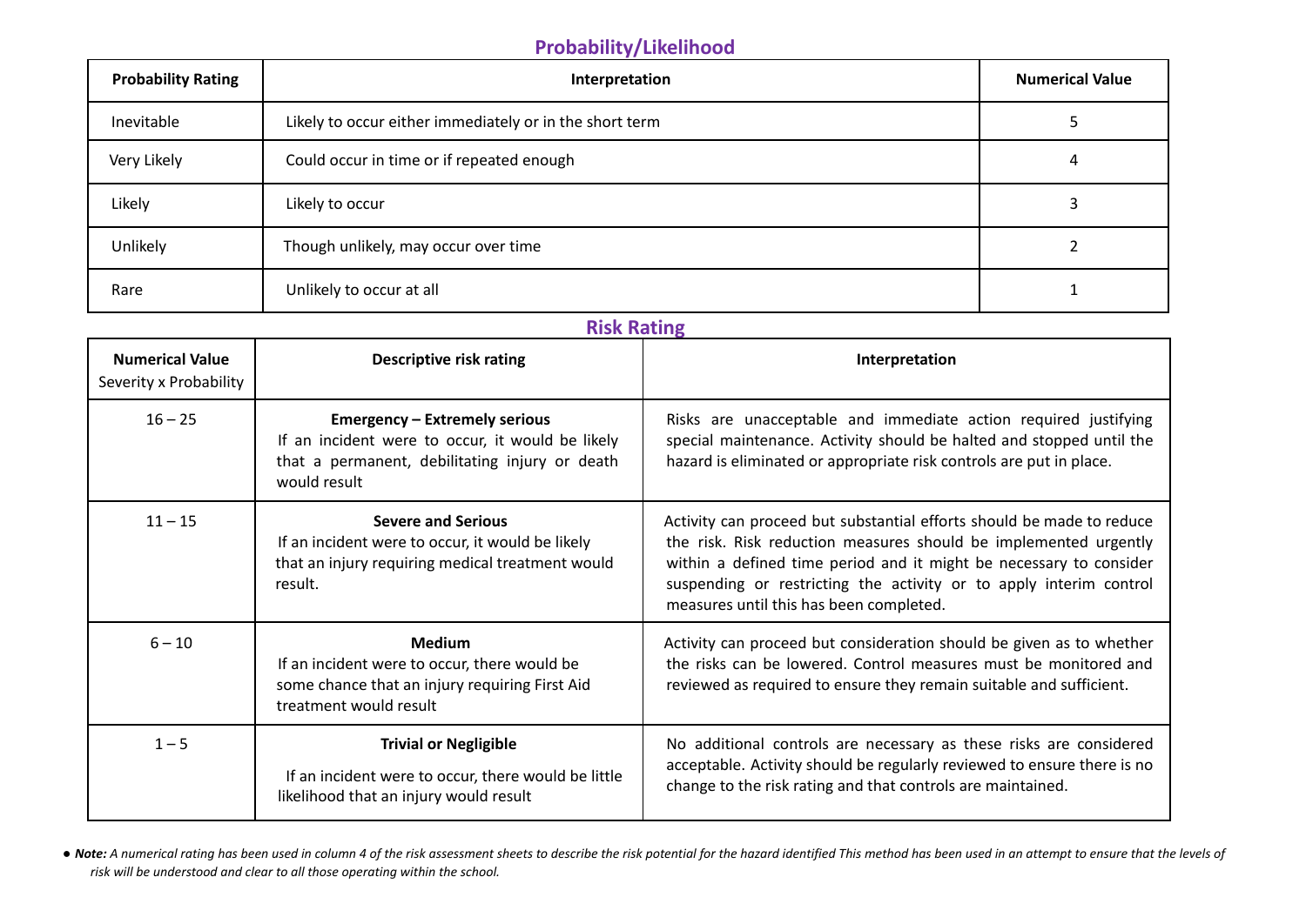## Probability/Likelihood

| Probability Rating | Interpretation | Numerical Value |
|---|---|---|
| Inevitable | Likely to occur either immediately or in the short term | 5 |
| Very Likely | Could occur in time or if repeated enough | 4 |
| Likely | Likely to occur | 3 |
| Unlikely | Though unlikely, may occur over time | 2 |
| Rare | Unlikely to occur at all | 1 |

## Risk Rating

| **Numerical Value** Severity x Probability | Descriptive risk rating | Interpretation |
|---|---|---|
| 16 – 25 | **Emergency – Extremely serious** If an incident were to occur, it would be likely that a permanent, debilitating injury or death would result | Risks are unacceptable and immediate action required justifying special maintenance. Activity should be halted and stopped until the hazard is eliminated or appropriate risk controls are put in place. |
| 11 – 15 | **Severe and Serious** If an incident were to occur, it would be likely that an injury requiring medical treatment would result. | Activity can proceed but substantial efforts should be made to reduce the risk. Risk reduction measures should be implemented urgently within a defined time period and it might be necessary to consider suspending or restricting the activity or to apply interim control measures until this has been completed. |
| 6 – 10 | **Medium** If an incident were to occur, there would be some chance that an injury requiring First Aid treatment would result | Activity can proceed but consideration should be given as to whether the risks can be lowered. Control measures must be monitored and reviewed as required to ensure they remain suitable and sufficient. |
| 1 – 5 | **Trivial or Negligible** If an incident were to occur, there would be little likelihood that an injury would result | No additional controls are necessary as these risks are considered acceptable. Activity should be regularly reviewed to ensure there is no change to the risk rating and that controls are maintained. |

- ***Note:*** *A numerical rating has been used in column 4 of the risk assessment sheets to describe the risk potential for the hazard identified This method has been used in an attempt to ensure that the levels of risk will be understood and clear to all those operating within the school.*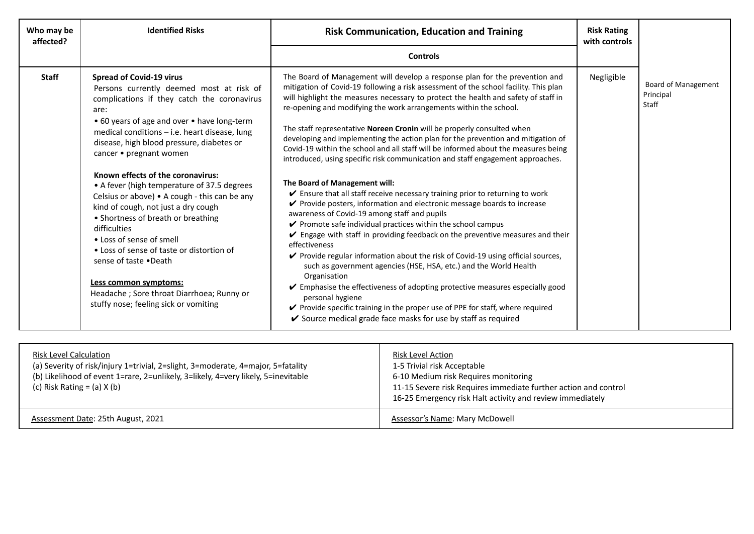| Who may be affected? | Identified Risks | Risk Communication, Education and Training<br><br>Controls | Risk Rating with controls | |
|---|---|---|---|---|
| **Staff** | **Spread of Covid-19 virus**<br>Persons currently deemed most at risk of complications if they catch the coronavirus are:<br>• 60 years of age and over • have long-term medical conditions – i.e. heart disease, lung disease, high blood pressure, diabetes or cancer • pregnant women<br><br>**Known effects of the coronavirus:**<br>• A fever (high temperature of 37.5 degrees Celsius or above) • A cough - this can be any kind of cough, not just a dry cough<br>• Shortness of breath or breathing difficulties<br>• Loss of sense of smell<br>• Loss of sense of taste or distortion of sense of taste •Death<br><br>**Less common symptoms:**<br>Headache ; Sore throat Diarrhoea; Runny or stuffy nose; feeling sick or vomiting | The Board of Management will develop a response plan for the prevention and mitigation of Covid-19 following a risk assessment of the school facility. This plan will highlight the measures necessary to protect the health and safety of staff in re-opening and modifying the work arrangements within the school.<br><br>The staff representative **Noreen Cronin** will be properly consulted when developing and implementing the action plan for the prevention and mitigation of Covid-19 within the school and all staff will be informed about the measures being introduced, using specific risk communication and staff engagement approaches.<br><br>**The Board of Management will:**<br>✔ Ensure that all staff receive necessary training prior to returning to work<br>✔ Provide posters, information and electronic message boards to increase awareness of Covid-19 among staff and pupils<br>✔ Promote safe individual practices within the school campus<br>✔ Engage with staff in providing feedback on the preventive measures and their effectiveness<br>✔ Provide regular information about the risk of Covid-19 using official sources, such as government agencies (HSE, HSA, etc.) and the World Health Organisation<br>✔ Emphasise the effectiveness of adopting protective measures especially good personal hygiene<br>✔ Provide specific training in the proper use of PPE for staff, where required<br>✔ Source medical grade face masks for use by staff as required | Negligible | Board of Management<br>Principal<br>Staff |

| Risk Level Calculation<br>(a) Severity of risk/injury 1=trivial, 2=slight, 3=moderate, 4=major, 5=fatality<br>(b) Likelihood of event 1=rare, 2=unlikely, 3=likely, 4=very likely, 5=inevitable<br>(c) Risk Rating = (a) X (b) | Risk Level Action<br>1-5 Trivial risk Acceptable<br>6-10 Medium risk Requires monitoring<br>11-15 Severe risk Requires immediate further action and control<br>16-25 Emergency risk Halt activity and review immediately |
|---|---|
| Assessment Date: 25th August, 2021 | Assessor's Name: Mary McDowell |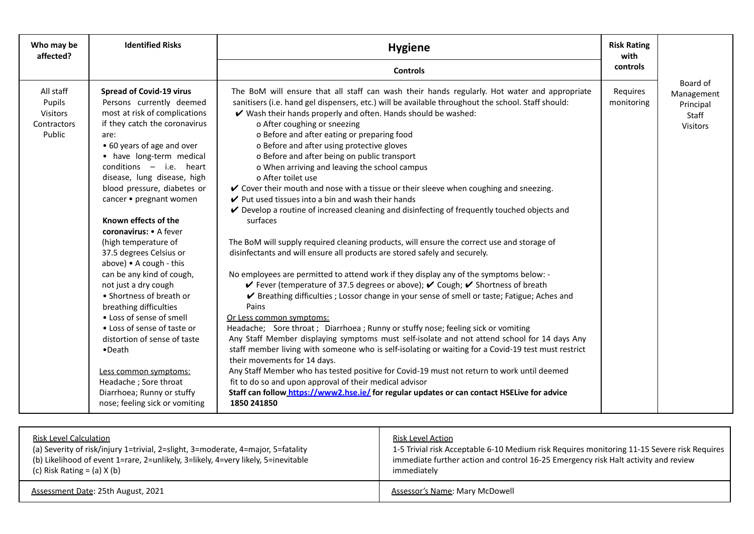| Who may be affected? | Identified Risks | **Hygiene**<br><br>**Controls** | Risk Rating with controls | |
|---|---|---|---|---|
| All staff<br>Pupils<br>Visitors<br>Contractors<br>Public | **Spread of Covid-19 virus**<br>Persons currently deemed most at risk of complications if they catch the coronavirus are:<br>• 60 years of age and over<br>• have long-term medical conditions – i.e. heart disease, lung disease, high blood pressure, diabetes or cancer • pregnant women<br><br>**Known effects of the coronavirus:** • A fever (high temperature of 37.5 degrees Celsius or above) • A cough - this can be any kind of cough, not just a dry cough<br>• Shortness of breath or breathing difficulties<br>• Loss of sense of smell<br>• Loss of sense of taste or distortion of sense of taste<br>•Death<br><br><u>Less common symptoms:</u><br>Headache ; Sore throat<br>Diarrhoea; Runny or stuffy nose; feeling sick or vomiting | The BoM will ensure that all staff can wash their hands regularly. Hot water and appropriate sanitisers (i.e. hand gel dispensers, etc.) will be available throughout the school. Staff should:<br>✔ Wash their hands properly and often. Hands should be washed:<br>o After coughing or sneezing<br>o Before and after eating or preparing food<br>o Before and after using protective gloves<br>o Before and after being on public transport<br>o When arriving and leaving the school campus<br>o After toilet use<br>✔ Cover their mouth and nose with a tissue or their sleeve when coughing and sneezing.<br>✔ Put used tissues into a bin and wash their hands<br>✔ Develop a routine of increased cleaning and disinfecting of frequently touched objects and surfaces<br><br>The BoM will supply required cleaning products, will ensure the correct use and storage of disinfectants and will ensure all products are stored safely and securely.<br><br>No employees are permitted to attend work if they display any of the symptoms below: -<br>✔ Fever (temperature of 37.5 degrees or above); ✔ Cough; ✔ Shortness of breath<br>✔ Breathing difficulties ; Lossor change in your sense of smell or taste; Fatigue; Aches and Pains<br><u>Or Less common symptoms:</u><br>Headache; Sore throat ; Diarrhoea ; Runny or stuffy nose; feeling sick or vomiting<br>Any Staff Member displaying symptoms must self-isolate and not attend school for 14 days Any staff member living with someone who is self-isolating or waiting for a Covid-19 test must restrict their movements for 14 days.<br>Any Staff Member who has tested positive for Covid-19 must not return to work until deemed fit to do so and upon approval of their medical advisor<br>**Staff can follow [https://www2.hse.ie/](https://www2.hse.ie/) for regular updates or can contact HSELive for advice 1850 241850** | Requires monitoring | Board of Management<br>Principal<br>Staff<br>Visitors |

| <u>Risk Level Calculation</u><br>(a) Severity of risk/injury 1=trivial, 2=slight, 3=moderate, 4=major, 5=fatality<br>(b) Likelihood of event 1=rare, 2=unlikely, 3=likely, 4=very likely, 5=inevitable<br>(c) Risk Rating = (a) X (b) | <u>Risk Level Action</u><br>1-5 Trivial risk Acceptable 6-10 Medium risk Requires monitoring 11-15 Severe risk Requires immediate further action and control 16-25 Emergency risk Halt activity and review immediately |
|---|---|
| <u>Assessment Date</u>: 25th August, 2021 | <u>Assessor's Name</u>: Mary McDowell |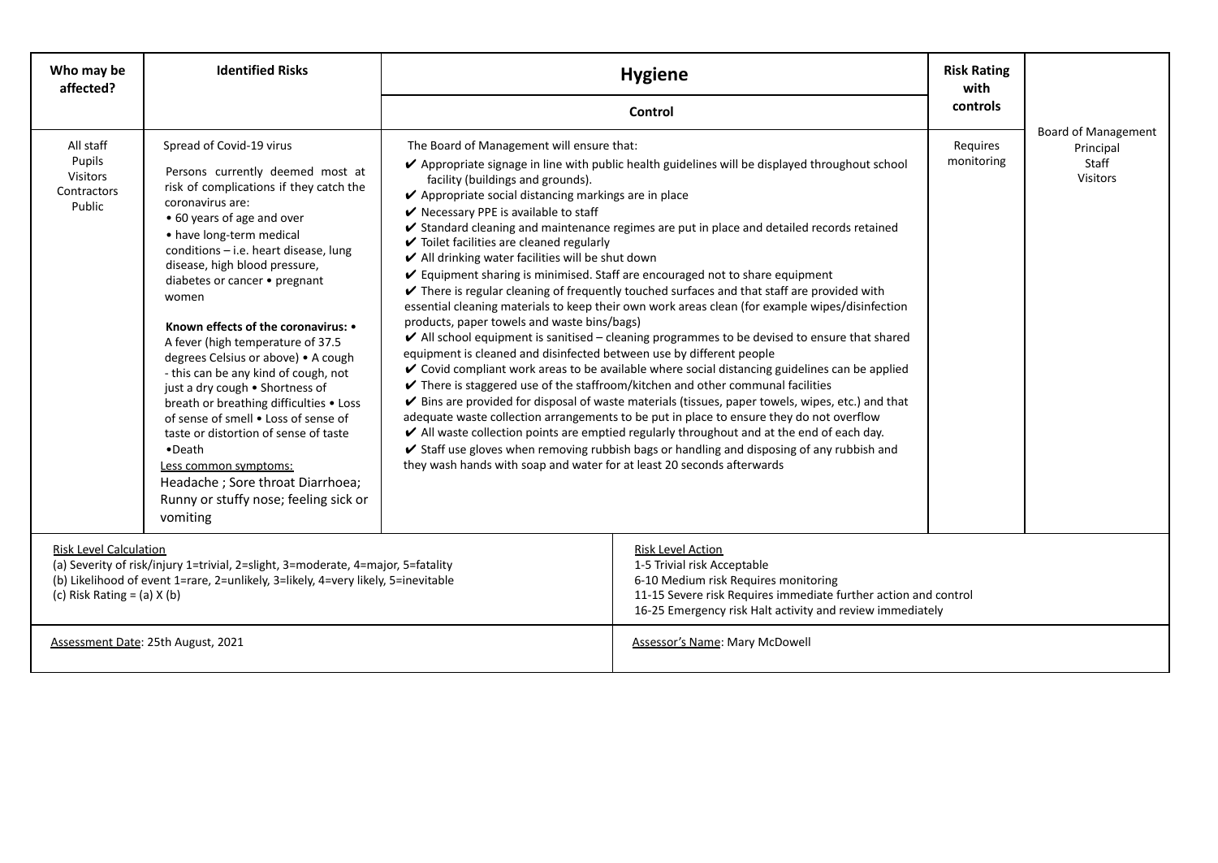| Who may be affected? | Identified Risks | Hygiene<br>Control | Risk Rating with controls | |
|---|---|---|---|---|
| All staff<br>Pupils<br>Visitors<br>Contractors<br>Public | Spread of Covid-19 virus<br><br>Persons currently deemed most at risk of complications if they catch the coronavirus are:<br>• 60 years of age and over<br>• have long-term medical conditions – i.e. heart disease, lung disease, high blood pressure, diabetes or cancer • pregnant women<br><br>**Known effects of the coronavirus:** • A fever (high temperature of 37.5 degrees Celsius or above) • A cough - this can be any kind of cough, not just a dry cough • Shortness of breath or breathing difficulties • Loss of sense of smell • Loss of sense of taste or distortion of sense of taste •Death<br>Less common symptoms:<br>Headache ; Sore throat Diarrhoea; Runny or stuffy nose; feeling sick or vomiting | The Board of Management will ensure that:<br>✔ Appropriate signage in line with public health guidelines will be displayed throughout school facility (buildings and grounds).<br>✔ Appropriate social distancing markings are in place<br>✔ Necessary PPE is available to staff<br>✔ Standard cleaning and maintenance regimes are put in place and detailed records retained<br>✔ Toilet facilities are cleaned regularly<br>✔ All drinking water facilities will be shut down<br>✔ Equipment sharing is minimised. Staff are encouraged not to share equipment<br>✔ There is regular cleaning of frequently touched surfaces and that staff are provided with essential cleaning materials to keep their own work areas clean (for example wipes/disinfection products, paper towels and waste bins/bags)<br>✔ All school equipment is sanitised – cleaning programmes to be devised to ensure that shared equipment is cleaned and disinfected between use by different people<br>✔ Covid compliant work areas to be available where social distancing guidelines can be applied<br>✔ There is staggered use of the staffroom/kitchen and other communal facilities<br>✔ Bins are provided for disposal of waste materials (tissues, paper towels, wipes, etc.) and that adequate waste collection arrangements to be put in place to ensure they do not overflow<br>✔ All waste collection points are emptied regularly throughout and at the end of each day.<br>✔ Staff use gloves when removing rubbish bags or handling and disposing of any rubbish and they wash hands with soap and water for at least 20 seconds afterwards | Requires monitoring | Board of Management<br>Principal<br>Staff<br>Visitors |

| Risk Level Calculation | Risk Level Action |
|---|---|
| (a) Severity of risk/injury 1=trivial, 2=slight, 3=moderate, 4=major, 5=fatality<br>(b) Likelihood of event 1=rare, 2=unlikely, 3=likely, 4=very likely, 5=inevitable<br>(c) Risk Rating = (a) X (b) | 1-5 Trivial risk Acceptable<br>6-10 Medium risk Requires monitoring<br>11-15 Severe risk Requires immediate further action and control<br>16-25 Emergency risk Halt activity and review immediately |
| Assessment Date: 25th August, 2021 | Assessor's Name: Mary McDowell |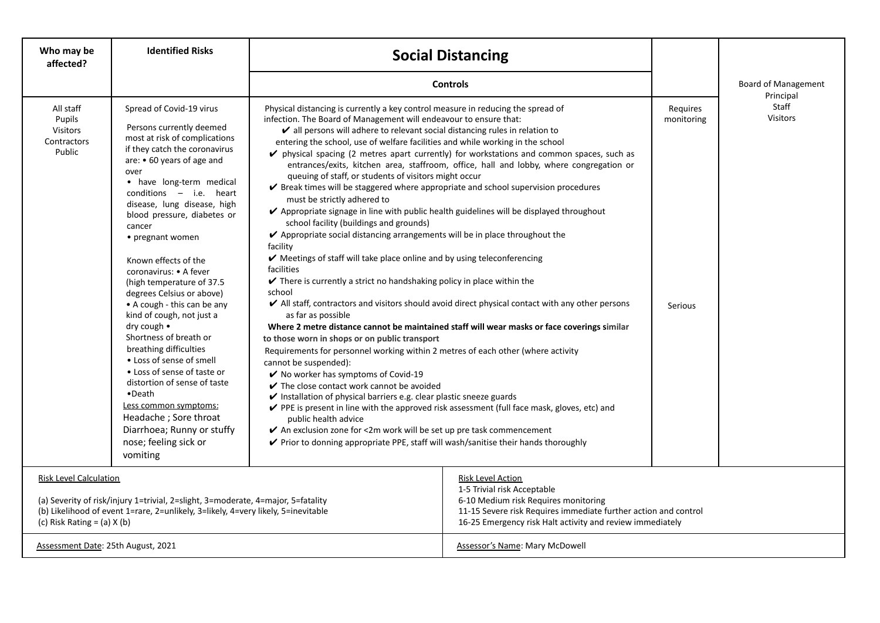| Who may be affected? | Identified Risks | Social Distancing | | |
|---|---|---|---|---|
| | | **Controls** | | Board of Management<br>Principal<br>Staff<br>Visitors |
| All staff<br>Pupils<br>Visitors<br>Contractors<br>Public | Spread of Covid-19 virus<br><br>Persons currently deemed most at risk of complications if they catch the coronavirus are: • 60 years of age and over<br>• have long-term medical conditions – i.e. heart disease, lung disease, high blood pressure, diabetes or cancer<br>• pregnant women<br><br>Known effects of the coronavirus: • A fever (high temperature of 37.5 degrees Celsius or above)<br>• A cough - this can be any kind of cough, not just a dry cough •<br>Shortness of breath or breathing difficulties<br>• Loss of sense of smell<br>• Loss of sense of taste or distortion of sense of taste<br>•Death<br>Less common symptoms:<br>Headache ; Sore throat Diarrhoea; Runny or stuffy nose; feeling sick or vomiting | Physical distancing is currently a key control measure in reducing the spread of infection. The Board of Management will endeavour to ensure that:<br>✔ all persons will adhere to relevant social distancing rules in relation to entering the school, use of welfare facilities and while working in the school<br>✔ physical spacing (2 metres apart currently) for workstations and common spaces, such as entrances/exits, kitchen area, staffroom, office, hall and lobby, where congregation or queuing of staff, or students of visitors might occur<br>✔ Break times will be staggered where appropriate and school supervision procedures must be strictly adhered to<br>✔ Appropriate signage in line with public health guidelines will be displayed throughout school facility (buildings and grounds)<br>✔ Appropriate social distancing arrangements will be in place throughout the facility<br>✔ Meetings of staff will take place online and by using teleconferencing facilities<br>✔ There is currently a strict no handshaking policy in place within the school<br>✔ All staff, contractors and visitors should avoid direct physical contact with any other persons as far as possible<br>**Where 2 metre distance cannot be maintained staff will wear masks or face coverings similar to those worn in shops or on public transport**<br>Requirements for personnel working within 2 metres of each other (where activity cannot be suspended):<br>✔ No worker has symptoms of Covid-19<br>✔ The close contact work cannot be avoided<br>✔ Installation of physical barriers e.g. clear plastic sneeze guards<br>✔ PPE is present in line with the approved risk assessment (full face mask, gloves, etc) and public health advice<br>✔ An exclusion zone for <2m work will be set up pre task commencement<br>✔ Prior to donning appropriate PPE, staff will wash/sanitise their hands thoroughly | Requires monitoring<br><br>Serious | |

| Risk Level Calculation | Risk Level Action |
|---|---|
| (a) Severity of risk/injury 1=trivial, 2=slight, 3=moderate, 4=major, 5=fatality<br>(b) Likelihood of event 1=rare, 2=unlikely, 3=likely, 4=very likely, 5=inevitable<br>(c) Risk Rating = (a) X (b) | 1-5 Trivial risk Acceptable<br>6-10 Medium risk Requires monitoring<br>11-15 Severe risk Requires immediate further action and control<br>16-25 Emergency risk Halt activity and review immediately |
| Assessment Date: 25th August, 2021 | Assessor's Name: Mary McDowell |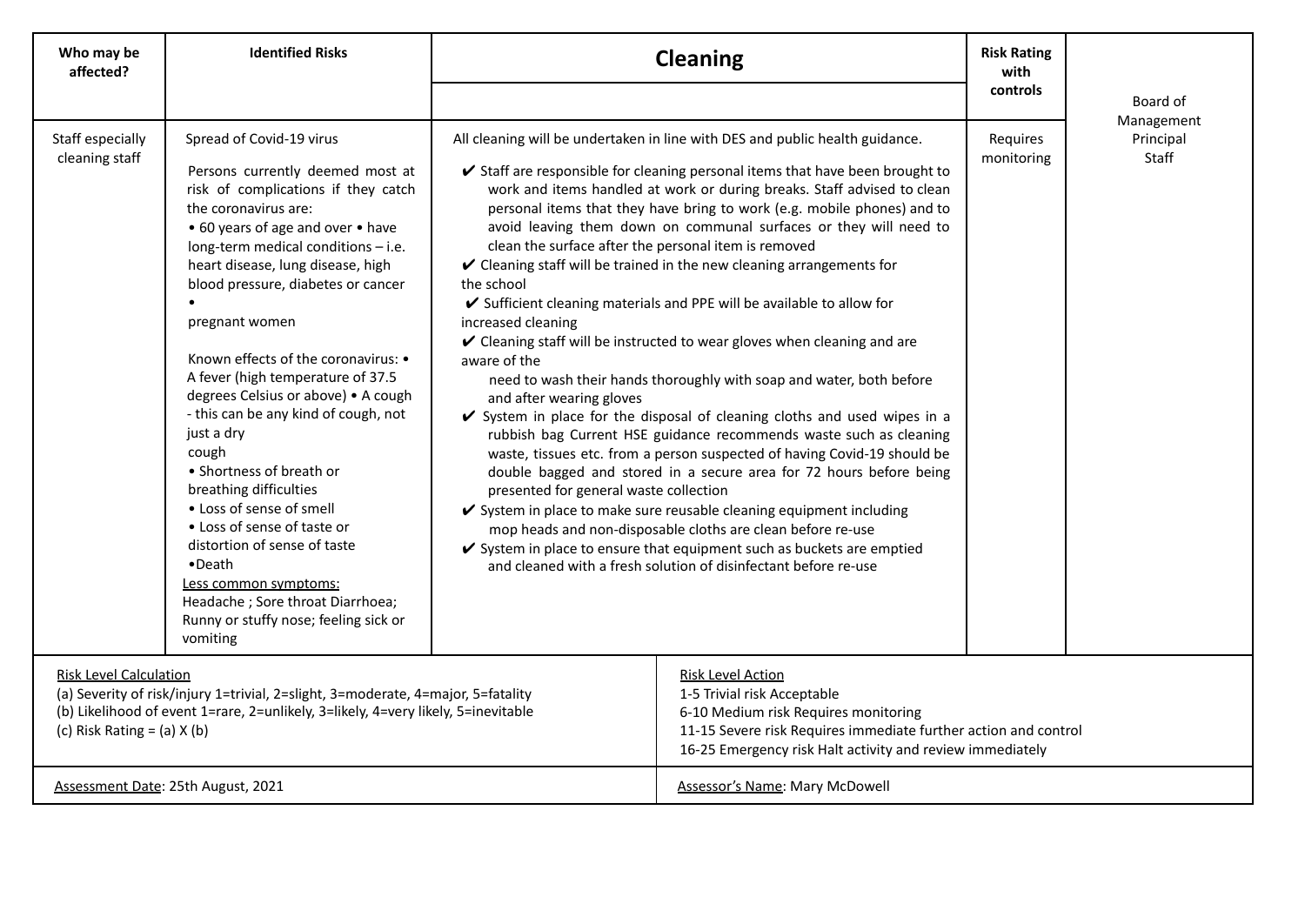| Who may be affected? | Identified Risks | Cleaning | Risk Rating with controls | |
|---|---|---|---|---|
| Staff especially cleaning staff | Spread of Covid-19 virus<br><br>Persons currently deemed most at risk of complications if they catch the coronavirus are:<br>• 60 years of age and over • have long-term medical conditions – i.e. heart disease, lung disease, high blood pressure, diabetes or cancer<br>•<br>pregnant women<br><br>Known effects of the coronavirus: • A fever (high temperature of 37.5 degrees Celsius or above) • A cough - this can be any kind of cough, not just a dry cough<br>• Shortness of breath or breathing difficulties<br>• Loss of sense of smell<br>• Loss of sense of taste or distortion of sense of taste<br>•Death<br>Less common symptoms:<br>Headache ; Sore throat Diarrhoea; Runny or stuffy nose; feeling sick or vomiting | All cleaning will be undertaken in line with DES and public health guidance.<br><br>✔ Staff are responsible for cleaning personal items that have been brought to work and items handled at work or during breaks. Staff advised to clean personal items that they have bring to work (e.g. mobile phones) and to avoid leaving them down on communal surfaces or they will need to clean the surface after the personal item is removed<br>✔ Cleaning staff will be trained in the new cleaning arrangements for the school<br>✔ Sufficient cleaning materials and PPE will be available to allow for increased cleaning<br>✔ Cleaning staff will be instructed to wear gloves when cleaning and are aware of the need to wash their hands thoroughly with soap and water, both before and after wearing gloves<br>✔ System in place for the disposal of cleaning cloths and used wipes in a rubbish bag Current HSE guidance recommends waste such as cleaning waste, tissues etc. from a person suspected of having Covid-19 should be double bagged and stored in a secure area for 72 hours before being presented for general waste collection<br>✔ System in place to make sure reusable cleaning equipment including mop heads and non-disposable cloths are clean before re-use<br>✔ System in place to ensure that equipment such as buckets are emptied and cleaned with a fresh solution of disinfectant before re-use | Requires monitoring | Board of Management<br>Principal<br>Staff |

| Risk Level Calculation | Risk Level Action |
|---|---|
| (a) Severity of risk/injury 1=trivial, 2=slight, 3=moderate, 4=major, 5=fatality<br>(b) Likelihood of event 1=rare, 2=unlikely, 3=likely, 4=very likely, 5=inevitable<br>(c) Risk Rating = (a) X (b) | 1-5 Trivial risk Acceptable<br>6-10 Medium risk Requires monitoring<br>11-15 Severe risk Requires immediate further action and control<br>16-25 Emergency risk Halt activity and review immediately |
| Assessment Date: 25th August, 2021 | Assessor's Name: Mary McDowell |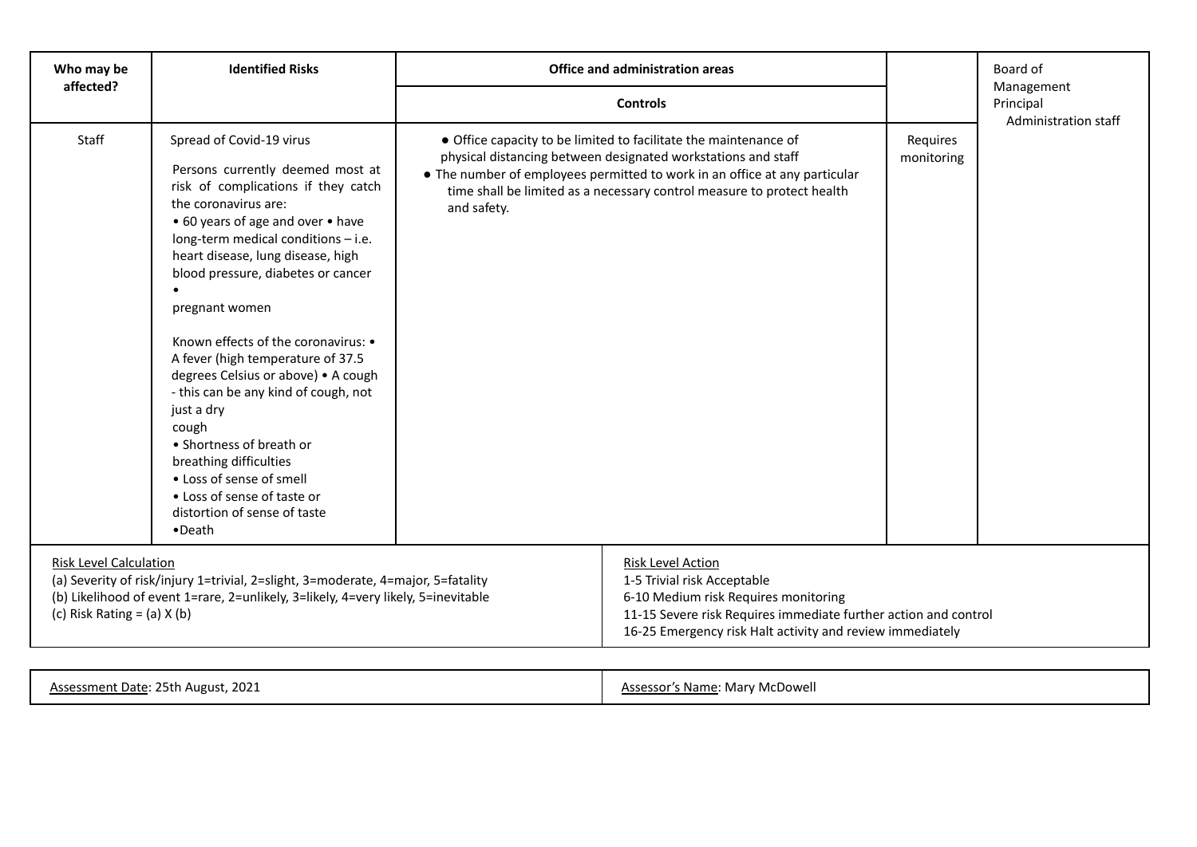| Who may be affected? | Identified Risks | Office and administration areas | | Board of Management Principal Administration staff |
|---|---|---|---|---|
| | | Controls | | |
| Staff | Spread of Covid-19 virus<br><br>Persons currently deemed most at risk of complications if they catch the coronavirus are:<br>• 60 years of age and over • have long-term medical conditions – i.e. heart disease, lung disease, high blood pressure, diabetes or cancer<br>•<br>pregnant women<br><br>Known effects of the coronavirus: • A fever (high temperature of 37.5 degrees Celsius or above) • A cough - this can be any kind of cough, not just a dry cough<br>• Shortness of breath or breathing difficulties<br>• Loss of sense of smell<br>• Loss of sense of taste or distortion of sense of taste<br>•Death | ● Office capacity to be limited to facilitate the maintenance of physical distancing between designated workstations and staff<br>● The number of employees permitted to work in an office at any particular time shall be limited as a necessary control measure to protect health and safety. | Requires monitoring | |

| Risk Level Calculation | Risk Level Action |
|---|---|
| (a) Severity of risk/injury 1=trivial, 2=slight, 3=moderate, 4=major, 5=fatality<br>(b) Likelihood of event 1=rare, 2=unlikely, 3=likely, 4=very likely, 5=inevitable<br>(c) Risk Rating = (a) X (b) | 1-5 Trivial risk Acceptable<br>6-10 Medium risk Requires monitoring<br>11-15 Severe risk Requires immediate further action and control<br>16-25 Emergency risk Halt activity and review immediately |

| Assessment Date: 25th August, 2021 | Assessor's Name: Mary McDowell |
|---|---|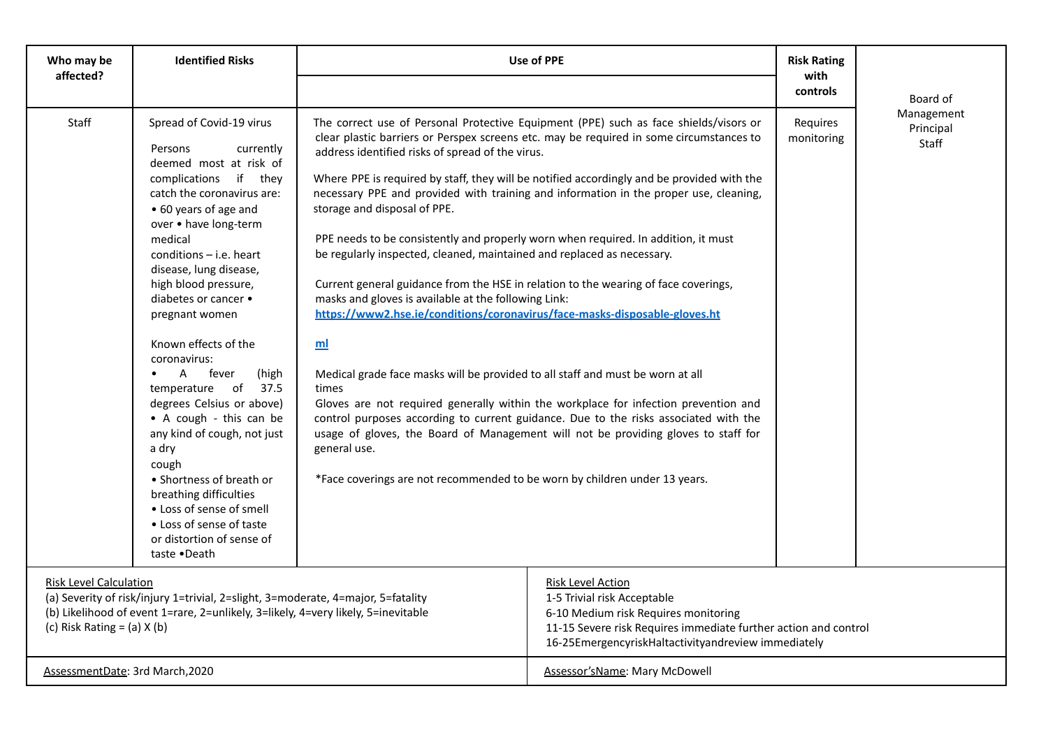| Who may be affected? | Identified Risks | Use of PPE | Risk Rating with controls | Board of Management Principal Staff |
|---|---|---|---|---|
| Staff | Spread of Covid-19 virus<br><br>Persons currently deemed most at risk of complications if they catch the coronavirus are:<br>• 60 years of age and over • have long-term medical conditions – i.e. heart disease, lung disease, high blood pressure, diabetes or cancer • pregnant women<br><br>Known effects of the coronavirus:<br>• A fever (high temperature of 37.5 degrees Celsius or above)<br>• A cough - this can be any kind of cough, not just a dry cough<br>• Shortness of breath or breathing difficulties<br>• Loss of sense of smell<br>• Loss of sense of taste or distortion of sense of taste •Death | The correct use of Personal Protective Equipment (PPE) such as face shields/visors or clear plastic barriers or Perspex screens etc. may be required in some circumstances to address identified risks of spread of the virus.<br><br>Where PPE is required by staff, they will be notified accordingly and be provided with the necessary PPE and provided with training and information in the proper use, cleaning, storage and disposal of PPE.<br><br>PPE needs to be consistently and properly worn when required. In addition, it must be regularly inspected, cleaned, maintained and replaced as necessary.<br><br>Current general guidance from the HSE in relation to the wearing of face coverings, masks and gloves is available at the following Link:<br>**https://www2.hse.ie/conditions/coronavirus/face-masks-disposable-gloves.html**<br><br>Medical grade face masks will be provided to all staff and must be worn at all times<br>Gloves are not required generally within the workplace for infection prevention and control purposes according to current guidance. Due to the risks associated with the usage of gloves, the Board of Management will not be providing gloves to staff for general use.<br><br>*Face coverings are not recommended to be worn by children under 13 years. | Requires monitoring | |

| Risk Level Calculation | Risk Level Action |
|---|---|
| (a) Severity of risk/injury 1=trivial, 2=slight, 3=moderate, 4=major, 5=fatality<br>(b) Likelihood of event 1=rare, 2=unlikely, 3=likely, 4=very likely, 5=inevitable<br>(c) Risk Rating = (a) X (b) | 1-5 Trivial risk Acceptable<br>6-10 Medium risk Requires monitoring<br>11-15 Severe risk Requires immediate further action and control<br>16-25EmergencyriskHaltactivityandreview immediately |
| AssessmentDate: 3rd March,2020 | Assessor'sName: Mary McDowell |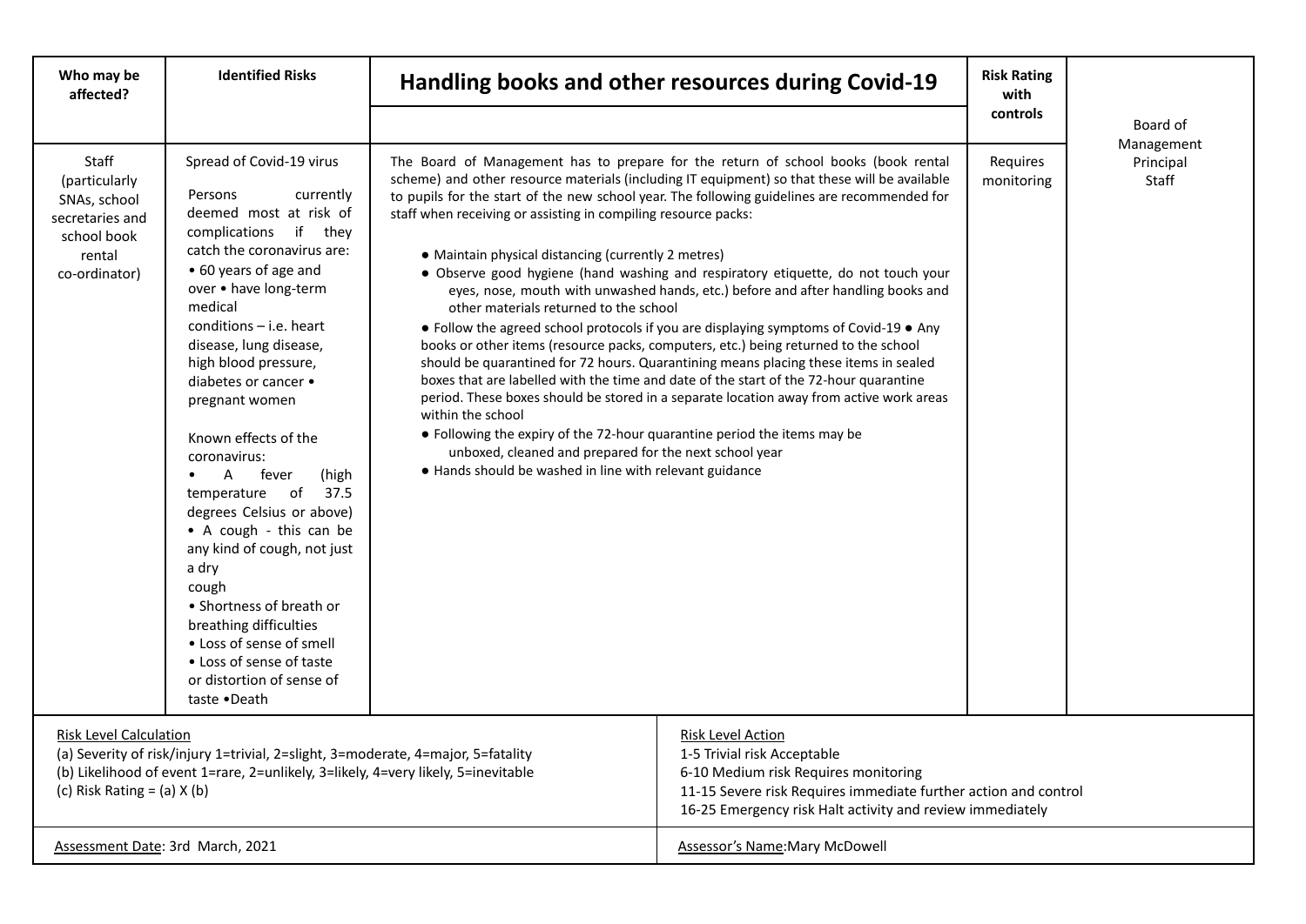| Who may be affected? | Identified Risks | Handling books and other resources during Covid-19 | Risk Rating with controls | |
|---|---|---|---|---|
| Staff (particularly SNAs, school secretaries and school book rental co-ordinator) | Spread of Covid-19 virus<br><br>Persons currently deemed most at risk of complications if they catch the coronavirus are:<br>• 60 years of age and over • have long-term medical conditions – i.e. heart disease, lung disease, high blood pressure, diabetes or cancer • pregnant women<br><br>Known effects of the coronavirus:<br>• A fever (high temperature of 37.5 degrees Celsius or above)<br>• A cough - this can be any kind of cough, not just a dry cough<br>• Shortness of breath or breathing difficulties<br>• Loss of sense of smell<br>• Loss of sense of taste or distortion of sense of taste •Death | The Board of Management has to prepare for the return of school books (book rental scheme) and other resource materials (including IT equipment) so that these will be available to pupils for the start of the new school year. The following guidelines are recommended for staff when receiving or assisting in compiling resource packs:<br><br>● Maintain physical distancing (currently 2 metres)<br>● Observe good hygiene (hand washing and respiratory etiquette, do not touch your eyes, nose, mouth with unwashed hands, etc.) before and after handling books and other materials returned to the school<br>● Follow the agreed school protocols if you are displaying symptoms of Covid-19 ● Any books or other items (resource packs, computers, etc.) being returned to the school should be quarantined for 72 hours. Quarantining means placing these items in sealed boxes that are labelled with the time and date of the start of the 72-hour quarantine period. These boxes should be stored in a separate location away from active work areas within the school<br>● Following the expiry of the 72-hour quarantine period the items may be unboxed, cleaned and prepared for the next school year<br>● Hands should be washed in line with relevant guidance | Requires monitoring | Board of Management Principal Staff |

**Risk Level Calculation**
(a) Severity of risk/injury 1=trivial, 2=slight, 3=moderate, 4=major, 5=fatality
(b) Likelihood of event 1=rare, 2=unlikely, 3=likely, 4=very likely, 5=inevitable
(c) Risk Rating = (a) X (b)

**Risk Level Action**
1-5 Trivial risk Acceptable
6-10 Medium risk Requires monitoring
11-15 Severe risk Requires immediate further action and control
16-25 Emergency risk Halt activity and review immediately

Assessment Date: 3rd March, 2021

Assessor's Name: Mary McDowell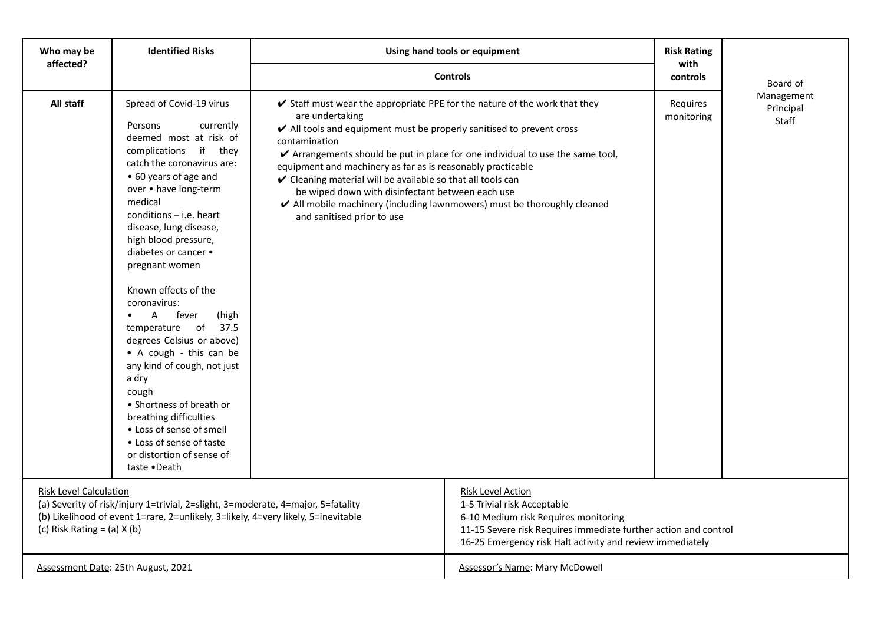| Who may be affected? | Identified Risks | Using hand tools or equipment<br><br>Controls | Risk Rating with controls | |
|---|---|---|---|---|
| **All staff** | Spread of Covid-19 virus<br><br>Persons currently deemed most at risk of complications if they catch the coronavirus are:<br>• 60 years of age and over • have long-term medical conditions – i.e. heart disease, lung disease, high blood pressure, diabetes or cancer • pregnant women<br><br>Known effects of the coronavirus:<br>• A fever (high temperature of 37.5 degrees Celsius or above)<br>• A cough - this can be any kind of cough, not just a dry cough<br>• Shortness of breath or breathing difficulties<br>• Loss of sense of smell<br>• Loss of sense of taste or distortion of sense of taste •Death | ✔ Staff must wear the appropriate PPE for the nature of the work that they are undertaking<br>✔ All tools and equipment must be properly sanitised to prevent cross contamination<br>✔ Arrangements should be put in place for one individual to use the same tool, equipment and machinery as far as is reasonably practicable<br>✔ Cleaning material will be available so that all tools can be wiped down with disinfectant between each use<br>✔ All mobile machinery (including lawnmowers) must be thoroughly cleaned and sanitised prior to use | Requires monitoring | Board of Management<br>Principal<br>Staff |

| Risk Level Calculation | Risk Level Action |
|---|---|
| (a) Severity of risk/injury 1=trivial, 2=slight, 3=moderate, 4=major, 5=fatality<br>(b) Likelihood of event 1=rare, 2=unlikely, 3=likely, 4=very likely, 5=inevitable<br>(c) Risk Rating = (a) X (b) | 1-5 Trivial risk Acceptable<br>6-10 Medium risk Requires monitoring<br>11-15 Severe risk Requires immediate further action and control<br>16-25 Emergency risk Halt activity and review immediately |
| Assessment Date: 25th August, 2021 | Assessor's Name: Mary McDowell |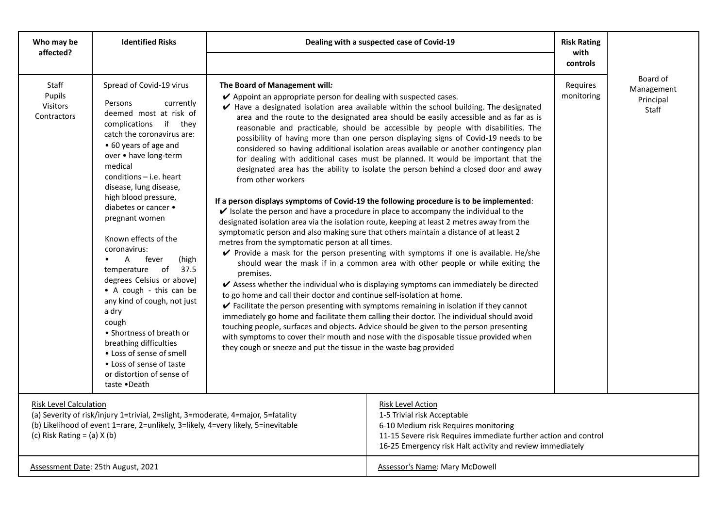| Who may be affected? | Identified Risks | Dealing with a suspected case of Covid-19 | Risk Rating with controls | |
|---|---|---|---|---|
| Staff<br>Pupils<br>Visitors<br>Contractors | Spread of Covid-19 virus<br><br>Persons currently deemed most at risk of complications if they catch the coronavirus are:<br>• 60 years of age and over • have long-term medical conditions – i.e. heart disease, lung disease, high blood pressure, diabetes or cancer • pregnant women<br><br>Known effects of the coronavirus:<br>• A fever (high temperature of 37.5 degrees Celsius or above)<br>• A cough - this can be any kind of cough, not just a dry cough<br>• Shortness of breath or breathing difficulties<br>• Loss of sense of smell<br>• Loss of sense of taste or distortion of sense of taste •Death | **The Board of Management will*:***<br>✔ Appoint an appropriate person for dealing with suspected cases.<br>✔ Have a designated isolation area available within the school building. The designated area and the route to the designated area should be easily accessible and as far as is reasonable and practicable, should be accessible by people with disabilities. The possibility of having more than one person displaying signs of Covid-19 needs to be considered so having additional isolation areas available or another contingency plan for dealing with additional cases must be planned. It would be important that the designated area has the ability to isolate the person behind a closed door and away from other workers<br><br>**If a person displays symptoms of Covid-19 the following procedure is to be implemented**:<br>✔ Isolate the person and have a procedure in place to accompany the individual to the designated isolation area via the isolation route, keeping at least 2 metres away from the symptomatic person and also making sure that others maintain a distance of at least 2 metres from the symptomatic person at all times.<br>✔ Provide a mask for the person presenting with symptoms if one is available. He/she should wear the mask if in a common area with other people or while exiting the premises.<br>✔ Assess whether the individual who is displaying symptoms can immediately be directed to go home and call their doctor and continue self-isolation at home.<br>✔ Facilitate the person presenting with symptoms remaining in isolation if they cannot immediately go home and facilitate them calling their doctor. The individual should avoid touching people, surfaces and objects. Advice should be given to the person presenting with symptoms to cover their mouth and nose with the disposable tissue provided when they cough or sneeze and put the tissue in the waste bag provided | Requires monitoring | Board of Management<br>Principal<br>Staff |

Risk Level Calculation
(a) Severity of risk/injury 1=trivial, 2=slight, 3=moderate, 4=major, 5=fatality
(b) Likelihood of event 1=rare, 2=unlikely, 3=likely, 4=very likely, 5=inevitable
(c) Risk Rating = (a) X (b)

Risk Level Action
1-5 Trivial risk Acceptable
6-10 Medium risk Requires monitoring
11-15 Severe risk Requires immediate further action and control
16-25 Emergency risk Halt activity and review immediately

Assessment Date: 25th August, 2021

Assessor's Name: Mary McDowell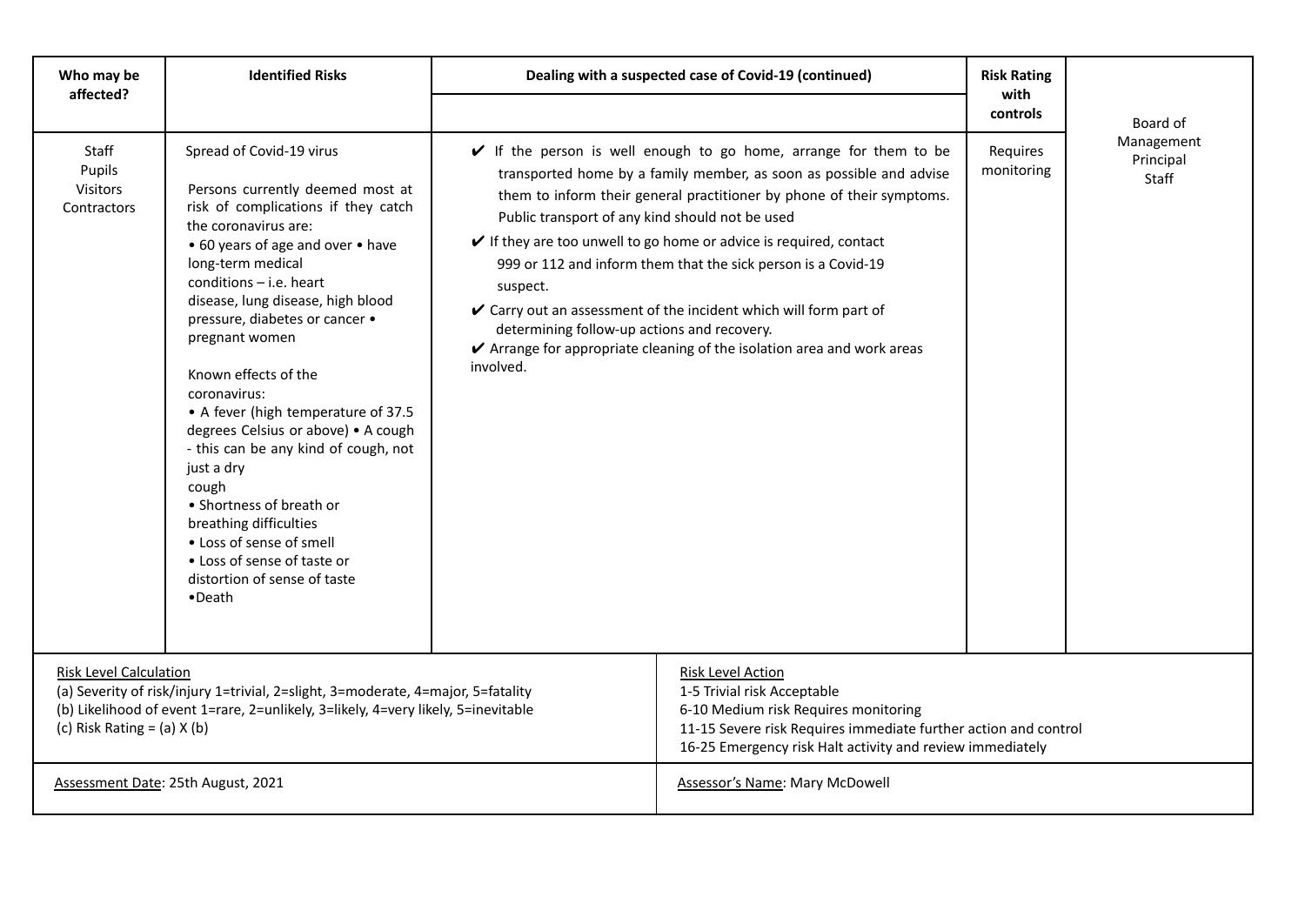| Who may be affected? | Identified Risks | Dealing with a suspected case of Covid-19 (continued) | Risk Rating with controls | |
|---|---|---|---|---|
| Staff<br>Pupils<br>Visitors<br>Contractors | Spread of Covid-19 virus<br><br>Persons currently deemed most at risk of complications if they catch the coronavirus are:<br>• 60 years of age and over • have long-term medical conditions – i.e. heart disease, lung disease, high blood pressure, diabetes or cancer • pregnant women<br><br>Known effects of the coronavirus:<br>• A fever (high temperature of 37.5 degrees Celsius or above) • A cough - this can be any kind of cough, not just a dry cough<br>• Shortness of breath or breathing difficulties<br>• Loss of sense of smell<br>• Loss of sense of taste or distortion of sense of taste<br>•Death | ✔ If the person is well enough to go home, arrange for them to be transported home by a family member, as soon as possible and advise them to inform their general practitioner by phone of their symptoms. Public transport of any kind should not be used<br>✔ If they are too unwell to go home or advice is required, contact 999 or 112 and inform them that the sick person is a Covid-19 suspect.<br>✔ Carry out an assessment of the incident which will form part of determining follow-up actions and recovery.<br>✔ Arrange for appropriate cleaning of the isolation area and work areas involved. | Requires monitoring | Board of Management<br>Principal<br>Staff |

| Risk Level Calculation | Risk Level Action |
|---|---|
| (a) Severity of risk/injury 1=trivial, 2=slight, 3=moderate, 4=major, 5=fatality<br>(b) Likelihood of event 1=rare, 2=unlikely, 3=likely, 4=very likely, 5=inevitable<br>(c) Risk Rating = (a) X (b) | 1-5 Trivial risk Acceptable<br>6-10 Medium risk Requires monitoring<br>11-15 Severe risk Requires immediate further action and control<br>16-25 Emergency risk Halt activity and review immediately |
| Assessment Date: 25th August, 2021 | Assessor's Name: Mary McDowell |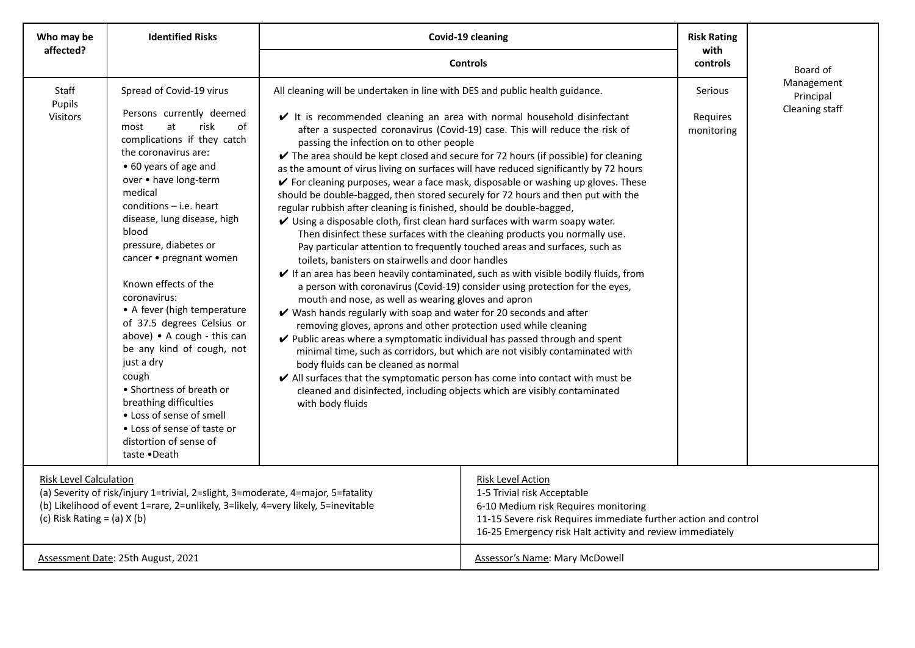| Who may be affected? | Identified Risks | Covid-19 cleaning<br>Controls | Risk Rating with controls | |
|---|---|---|---|---|
| Staff<br>Pupils<br>Visitors | Spread of Covid-19 virus<br><br>Persons currently deemed most at risk of complications if they catch the coronavirus are:<br>• 60 years of age and over • have long-term medical conditions – i.e. heart disease, lung disease, high blood pressure, diabetes or cancer • pregnant women<br><br>Known effects of the coronavirus:<br>• A fever (high temperature of 37.5 degrees Celsius or above) • A cough - this can be any kind of cough, not just a dry cough<br>• Shortness of breath or breathing difficulties<br>• Loss of sense of smell<br>• Loss of sense of taste or distortion of sense of taste •Death | All cleaning will be undertaken in line with DES and public health guidance.<br><br>✔ It is recommended cleaning an area with normal household disinfectant after a suspected coronavirus (Covid-19) case. This will reduce the risk of passing the infection on to other people<br>✔ The area should be kept closed and secure for 72 hours (if possible) for cleaning as the amount of virus living on surfaces will have reduced significantly by 72 hours<br>✔ For cleaning purposes, wear a face mask, disposable or washing up gloves. These should be double-bagged, then stored securely for 72 hours and then put with the regular rubbish after cleaning is finished, should be double-bagged,<br>✔ Using a disposable cloth, first clean hard surfaces with warm soapy water. Then disinfect these surfaces with the cleaning products you normally use. Pay particular attention to frequently touched areas and surfaces, such as toilets, banisters on stairwells and door handles<br>✔ If an area has been heavily contaminated, such as with visible bodily fluids, from a person with coronavirus (Covid-19) consider using protection for the eyes, mouth and nose, as well as wearing gloves and apron<br>✔ Wash hands regularly with soap and water for 20 seconds and after removing gloves, aprons and other protection used while cleaning<br>✔ Public areas where a symptomatic individual has passed through and spent minimal time, such as corridors, but which are not visibly contaminated with body fluids can be cleaned as normal<br>✔ All surfaces that the symptomatic person has come into contact with must be cleaned and disinfected, including objects which are visibly contaminated with body fluids | Serious<br><br>Requires monitoring | Board of Management<br>Principal<br>Cleaning staff |

| Risk Level Calculation | Risk Level Action |
|---|---|
| (a) Severity of risk/injury 1=trivial, 2=slight, 3=moderate, 4=major, 5=fatality<br>(b) Likelihood of event 1=rare, 2=unlikely, 3=likely, 4=very likely, 5=inevitable<br>(c) Risk Rating = (a) X (b) | 1-5 Trivial risk Acceptable<br>6-10 Medium risk Requires monitoring<br>11-15 Severe risk Requires immediate further action and control<br>16-25 Emergency risk Halt activity and review immediately |
| Assessment Date: 25th August, 2021 | Assessor's Name: Mary McDowell |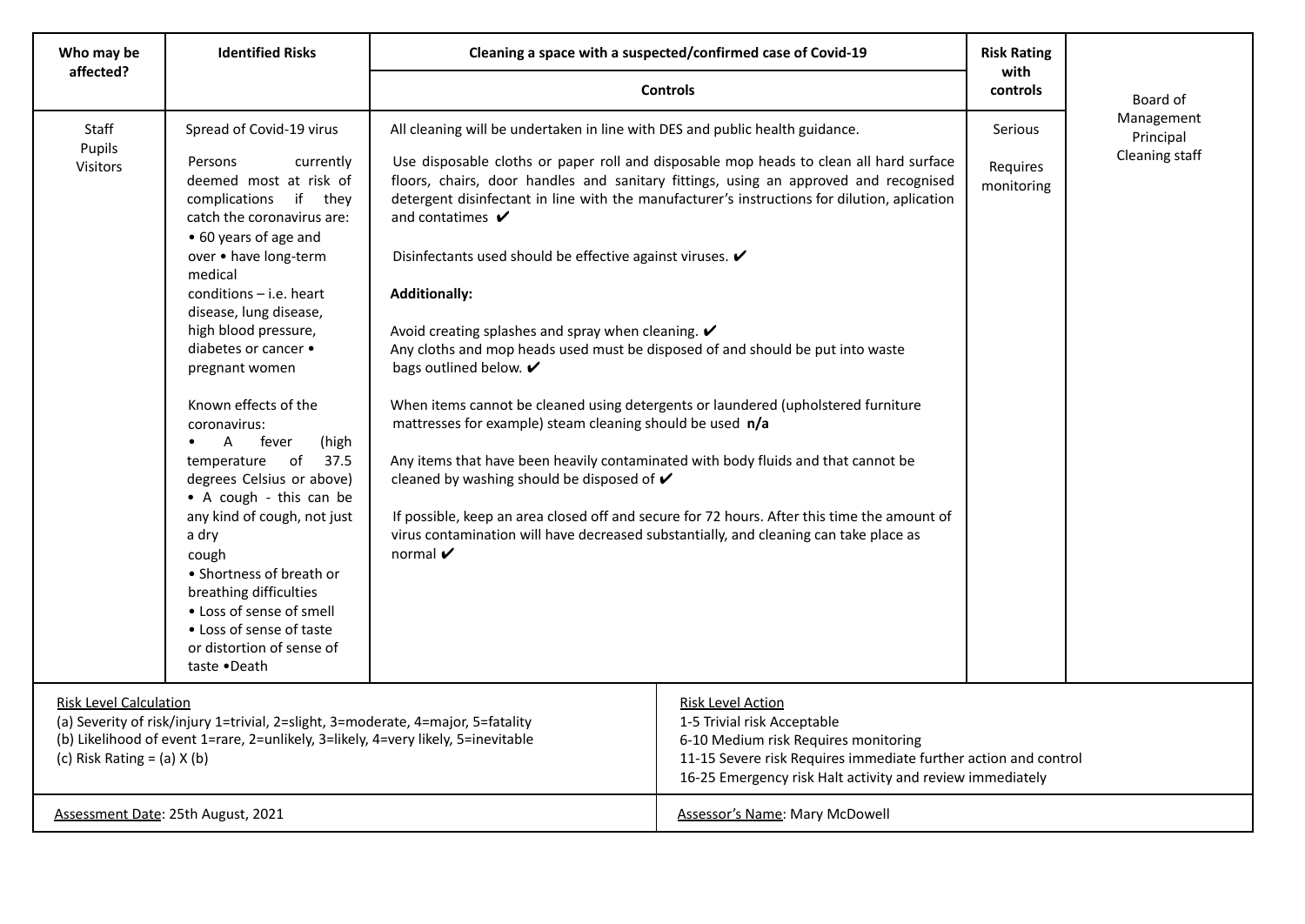| Who may be affected? | Identified Risks | Cleaning a space with a suspected/confirmed case of Covid-19 — Controls | Risk Rating with controls | |
|---|---|---|---|---|
| Staff<br>Pupils<br>Visitors | Spread of Covid-19 virus<br><br>Persons currently deemed most at risk of complications if they catch the coronavirus are:<br>• 60 years of age and over • have long-term medical conditions – i.e. heart disease, lung disease, high blood pressure, diabetes or cancer • pregnant women<br><br>Known effects of the coronavirus:<br>• A fever (high temperature of 37.5 degrees Celsius or above)<br>• A cough - this can be any kind of cough, not just a dry cough<br>• Shortness of breath or breathing difficulties<br>• Loss of sense of smell<br>• Loss of sense of taste or distortion of sense of taste •Death | All cleaning will be undertaken in line with DES and public health guidance.<br><br>Use disposable cloths or paper roll and disposable mop heads to clean all hard surface floors, chairs, door handles and sanitary fittings, using an approved and recognised detergent disinfectant in line with the manufacturer's instructions for dilution, aplication and contatimes ✔<br><br>Disinfectants used should be effective against viruses. ✔<br><br>**Additionally:**<br><br>Avoid creating splashes and spray when cleaning. ✔<br>Any cloths and mop heads used must be disposed of and should be put into waste bags outlined below. ✔<br><br>When items cannot be cleaned using detergents or laundered (upholstered furniture mattresses for example) steam cleaning should be used **n/a**<br><br>Any items that have been heavily contaminated with body fluids and that cannot be cleaned by washing should be disposed of ✔<br><br>If possible, keep an area closed off and secure for 72 hours. After this time the amount of virus contamination will have decreased substantially, and cleaning can take place as normal ✔ | Serious<br><br>Requires monitoring | Board of Management<br>Principal<br>Cleaning staff |

**Risk Level Calculation**
(a) Severity of risk/injury 1=trivial, 2=slight, 3=moderate, 4=major, 5=fatality
(b) Likelihood of event 1=rare, 2=unlikely, 3=likely, 4=very likely, 5=inevitable
(c) Risk Rating = (a) X (b)

**Risk Level Action**
1-5 Trivial risk Acceptable
6-10 Medium risk Requires monitoring
11-15 Severe risk Requires immediate further action and control
16-25 Emergency risk Halt activity and review immediately

Assessment Date: 25th August, 2021

Assessor's Name: Mary McDowell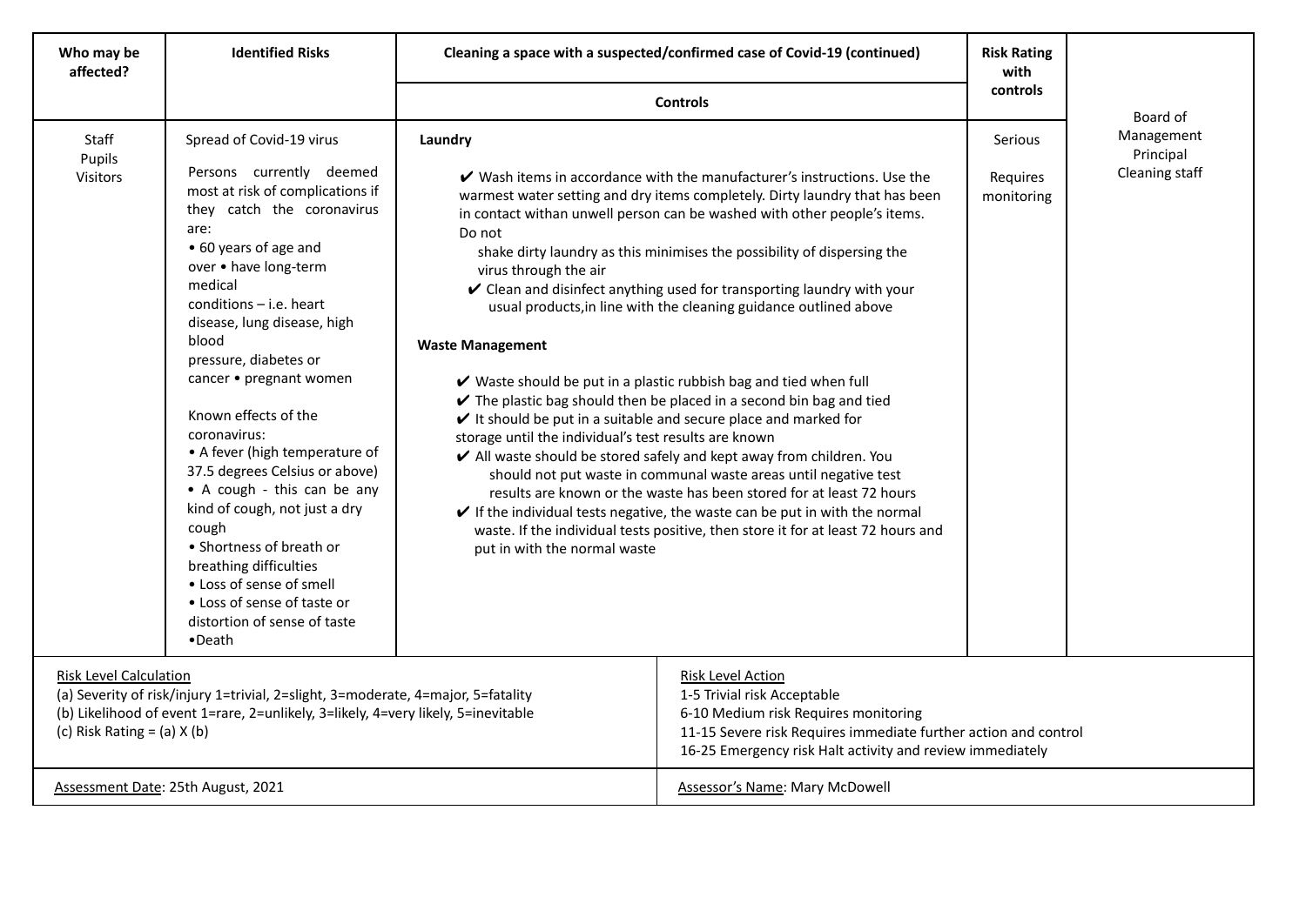| Who may be affected? | Identified Risks | Cleaning a space with a suspected/confirmed case of Covid-19 (continued) | Risk Rating with controls | |
|---|---|---|---|---|
| | | **Controls** | | |
| Staff<br>Pupils<br>Visitors | Spread of Covid-19 virus<br><br>Persons currently deemed most at risk of complications if they catch the coronavirus are:<br>• 60 years of age and over • have long-term medical conditions – i.e. heart disease, lung disease, high blood pressure, diabetes or cancer • pregnant women<br><br>Known effects of the coronavirus:<br>• A fever (high temperature of 37.5 degrees Celsius or above)<br>• A cough - this can be any kind of cough, not just a dry cough<br>• Shortness of breath or breathing difficulties<br>• Loss of sense of smell<br>• Loss of sense of taste or distortion of sense of taste<br>•Death | **Laundry**<br><br>✔ Wash items in accordance with the manufacturer's instructions. Use the warmest water setting and dry items completely. Dirty laundry that has been in contact withan unwell person can be washed with other people's items. Do not shake dirty laundry as this minimises the possibility of dispersing the virus through the air<br>✔ Clean and disinfect anything used for transporting laundry with your usual products,in line with the cleaning guidance outlined above<br><br>**Waste Management**<br><br>✔ Waste should be put in a plastic rubbish bag and tied when full<br>✔ The plastic bag should then be placed in a second bin bag and tied<br>✔ It should be put in a suitable and secure place and marked for storage until the individual's test results are known<br>✔ All waste should be stored safely and kept away from children. You should not put waste in communal waste areas until negative test results are known or the waste has been stored for at least 72 hours<br>✔ If the individual tests negative, the waste can be put in with the normal waste. If the individual tests positive, then store it for at least 72 hours and put in with the normal waste | Serious<br><br>Requires monitoring | Board of Management<br>Principal<br>Cleaning staff |

| Risk Level Calculation | Risk Level Action |
|---|---|
| (a) Severity of risk/injury 1=trivial, 2=slight, 3=moderate, 4=major, 5=fatality<br>(b) Likelihood of event 1=rare, 2=unlikely, 3=likely, 4=very likely, 5=inevitable<br>(c) Risk Rating = (a) X (b) | 1-5 Trivial risk Acceptable<br>6-10 Medium risk Requires monitoring<br>11-15 Severe risk Requires immediate further action and control<br>16-25 Emergency risk Halt activity and review immediately |
| Assessment Date: 25th August, 2021 | Assessor's Name: Mary McDowell |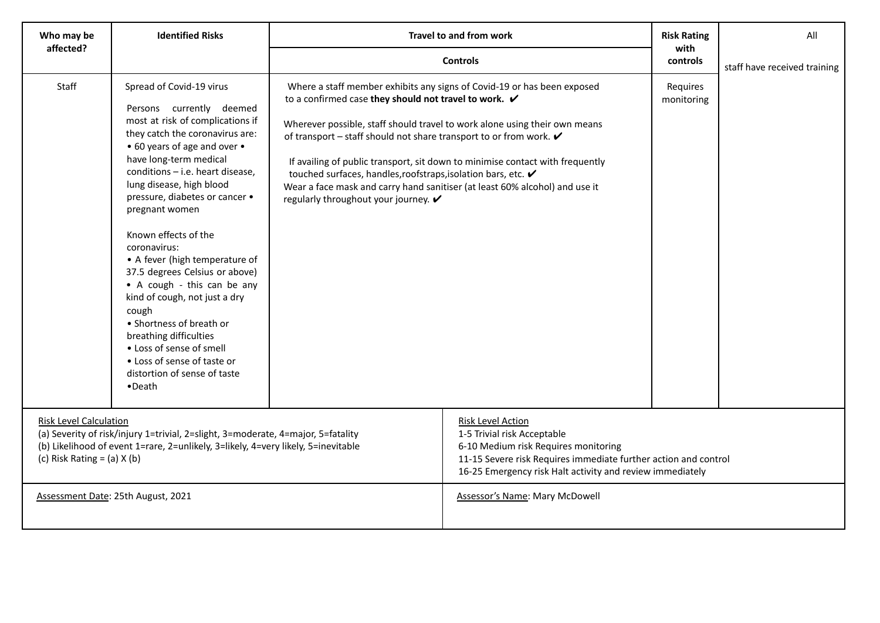| Who may be affected? | Identified Risks | Travel to and from work | Risk Rating with controls | All |
|---|---|---|---|---|
| | | Controls | | staff have received training |
| Staff | Spread of Covid-19 virus<br><br>Persons currently deemed most at risk of complications if they catch the coronavirus are:<br>• 60 years of age and over • have long-term medical conditions – i.e. heart disease, lung disease, high blood pressure, diabetes or cancer • pregnant women<br><br>Known effects of the coronavirus:<br>• A fever (high temperature of 37.5 degrees Celsius or above)<br>• A cough - this can be any kind of cough, not just a dry cough<br>• Shortness of breath or breathing difficulties<br>• Loss of sense of smell<br>• Loss of sense of taste or distortion of sense of taste<br>•Death | Where a staff member exhibits any signs of Covid-19 or has been exposed to a confirmed case **they should not travel to work.** ✔<br><br>Wherever possible, staff should travel to work alone using their own means of transport – staff should not share transport to or from work. ✔<br><br>If availing of public transport, sit down to minimise contact with frequently touched surfaces, handles,roofstraps,isolation bars, etc. ✔<br>Wear a face mask and carry hand sanitiser (at least 60% alcohol) and use it regularly throughout your journey. ✔ | Requires monitoring | |

| Risk Level Calculation | Risk Level Action |
|---|---|
| (a) Severity of risk/injury 1=trivial, 2=slight, 3=moderate, 4=major, 5=fatality<br>(b) Likelihood of event 1=rare, 2=unlikely, 3=likely, 4=very likely, 5=inevitable<br>(c) Risk Rating = (a) X (b) | 1-5 Trivial risk Acceptable<br>6-10 Medium risk Requires monitoring<br>11-15 Severe risk Requires immediate further action and control<br>16-25 Emergency risk Halt activity and review immediately |
| Assessment Date: 25th August, 2021 | Assessor's Name: Mary McDowell |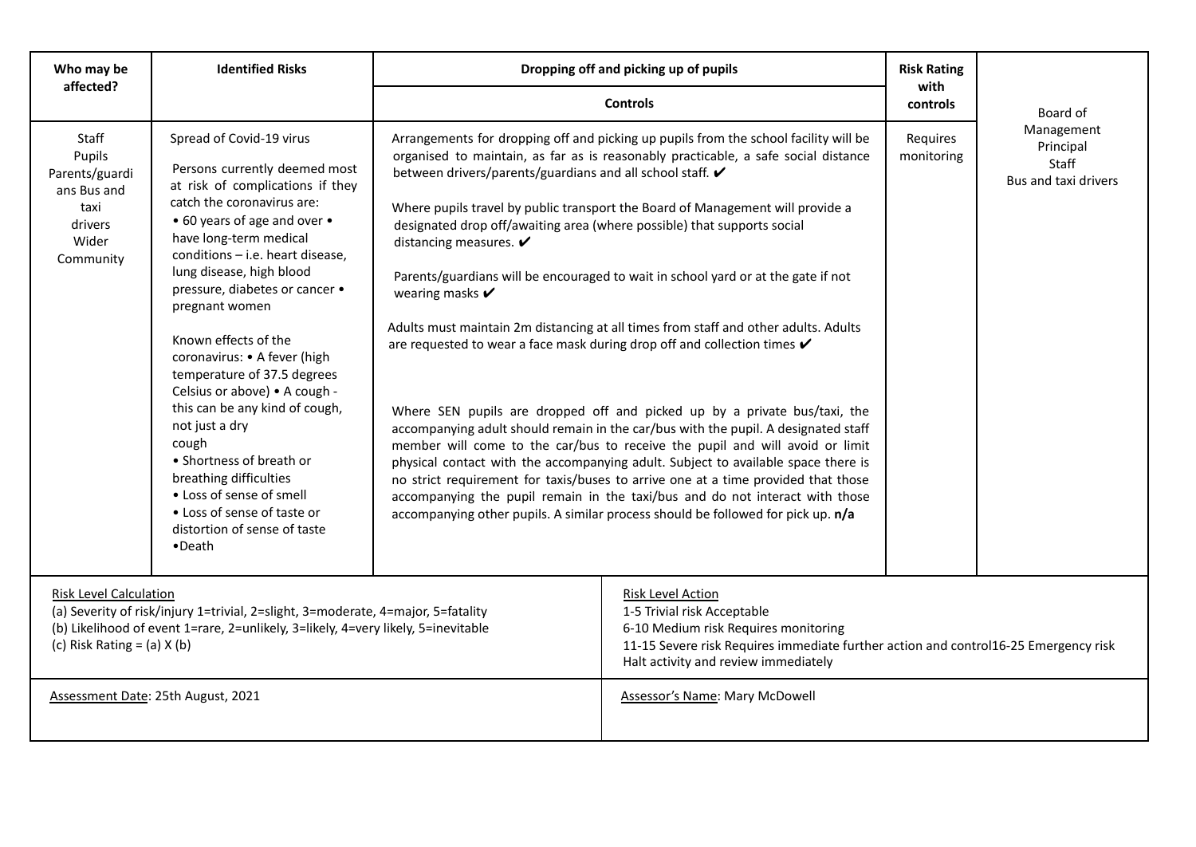| Who may be affected? | Identified Risks | Dropping off and picking up of pupils<br><br>**Controls** | Risk Rating with controls | |
|---|---|---|---|---|
| Staff<br>Pupils<br>Parents/guardians Bus and taxi drivers<br>Wider Community | Spread of Covid-19 virus<br><br>Persons currently deemed most at risk of complications if they catch the coronavirus are:<br>• 60 years of age and over • have long-term medical conditions – i.e. heart disease, lung disease, high blood pressure, diabetes or cancer • pregnant women<br><br>Known effects of the coronavirus: • A fever (high temperature of 37.5 degrees Celsius or above) • A cough - this can be any kind of cough, not just a dry cough<br>• Shortness of breath or breathing difficulties<br>• Loss of sense of smell<br>• Loss of sense of taste or distortion of sense of taste<br>•Death | Arrangements for dropping off and picking up pupils from the school facility will be organised to maintain, as far as is reasonably practicable, a safe social distance between drivers/parents/guardians and all school staff. ✔<br><br>Where pupils travel by public transport the Board of Management will provide a designated drop off/awaiting area (where possible) that supports social distancing measures. ✔<br><br>Parents/guardians will be encouraged to wait in school yard or at the gate if not wearing masks ✔<br><br>Adults must maintain 2m distancing at all times from staff and other adults. Adults are requested to wear a face mask during drop off and collection times ✔<br><br>Where SEN pupils are dropped off and picked up by a private bus/taxi, the accompanying adult should remain in the car/bus with the pupil. A designated staff member will come to the car/bus to receive the pupil and will avoid or limit physical contact with the accompanying adult. Subject to available space there is no strict requirement for taxis/buses to arrive one at a time provided that those accompanying the pupil remain in the taxi/bus and do not interact with those accompanying other pupils. A similar process should be followed for pick up. **n/a** | Requires monitoring | Board of Management<br>Principal<br>Staff<br>Bus and taxi drivers |

<u>Risk Level Calculation</u>
(a) Severity of risk/injury 1=trivial, 2=slight, 3=moderate, 4=major, 5=fatality
(b) Likelihood of event 1=rare, 2=unlikely, 3=likely, 4=very likely, 5=inevitable
(c) Risk Rating = (a) X (b)

<u>Risk Level Action</u>
1-5 Trivial risk Acceptable
6-10 Medium risk Requires monitoring
11-15 Severe risk Requires immediate further action and control16-25 Emergency risk Halt activity and review immediately

<u>Assessment Date</u>: 25th August, 2021

<u>Assessor's Name</u>: Mary McDowell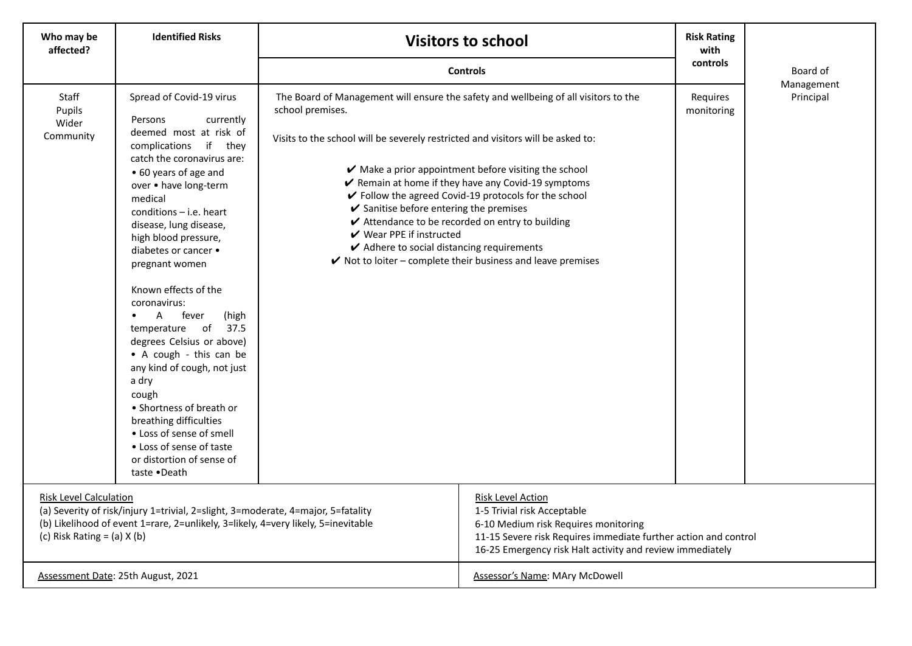| Who may be affected? | Identified Risks | Visitors to school<br><br>**Controls** | Risk Rating with controls | |
|---|---|---|---|---|
| Staff<br>Pupils<br>Wider Community | Spread of Covid-19 virus<br><br>Persons currently deemed most at risk of complications if they catch the coronavirus are:<br>• 60 years of age and over • have long-term medical conditions – i.e. heart disease, lung disease, high blood pressure, diabetes or cancer • pregnant women<br><br>Known effects of the coronavirus:<br>• A fever (high temperature of 37.5 degrees Celsius or above)<br>• A cough - this can be any kind of cough, not just a dry cough<br>• Shortness of breath or breathing difficulties<br>• Loss of sense of smell<br>• Loss of sense of taste or distortion of sense of taste •Death | The Board of Management will ensure the safety and wellbeing of all visitors to the school premises.<br><br>Visits to the school will be severely restricted and visitors will be asked to:<br><br>✔ Make a prior appointment before visiting the school<br>✔ Remain at home if they have any Covid-19 symptoms<br>✔ Follow the agreed Covid-19 protocols for the school<br>✔ Sanitise before entering the premises<br>✔ Attendance to be recorded on entry to building<br>✔ Wear PPE if instructed<br>✔ Adhere to social distancing requirements<br>✔ Not to loiter – complete their business and leave premises | Requires monitoring | Board of Management<br>Principal |

<u>Risk Level Calculation</u>
(a) Severity of risk/injury 1=trivial, 2=slight, 3=moderate, 4=major, 5=fatality
(b) Likelihood of event 1=rare, 2=unlikely, 3=likely, 4=very likely, 5=inevitable
(c) Risk Rating = (a) X (b)

<u>Risk Level Action</u>
1-5 Trivial risk Acceptable
6-10 Medium risk Requires monitoring
11-15 Severe risk Requires immediate further action and control
16-25 Emergency risk Halt activity and review immediately

<u>Assessment Date</u>: 25th August, 2021

<u>Assessor's Name</u>: MAry McDowell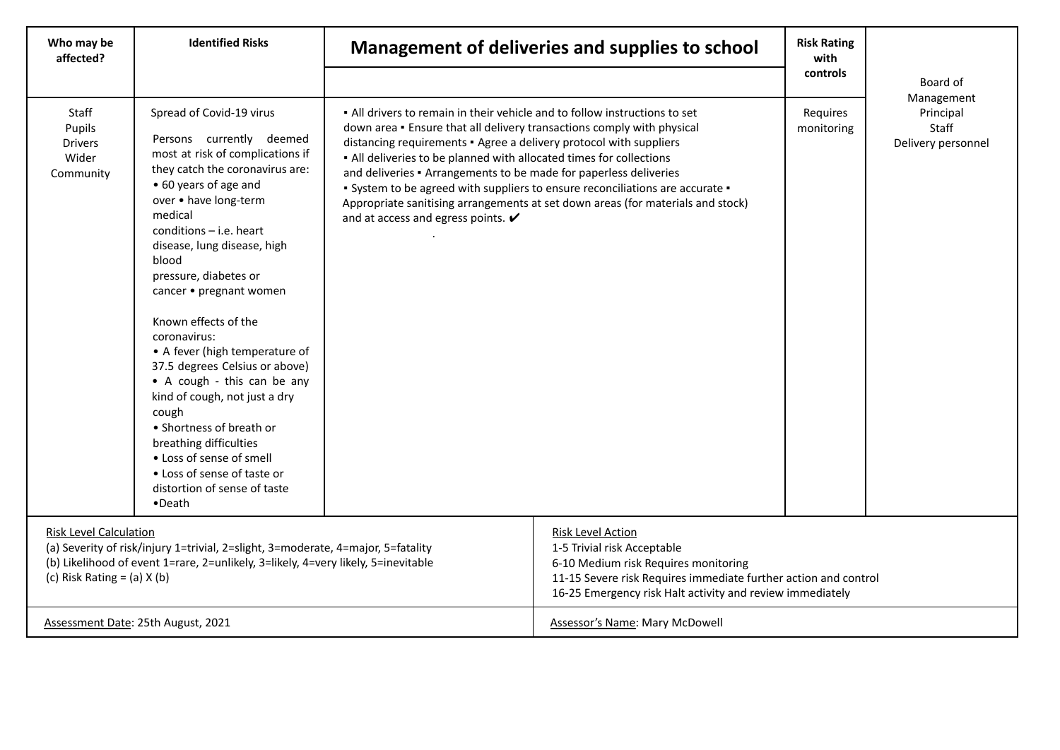| Who may be affected? | Identified Risks | Management of deliveries and supplies to school | Risk Rating with controls | |
|---|---|---|---|---|
| | | | | Board of Management Principal Staff Delivery personnel |
| Staff<br>Pupils<br>Drivers<br>Wider<br>Community | Spread of Covid-19 virus<br><br>Persons currently deemed most at risk of complications if they catch the coronavirus are:<br>• 60 years of age and over • have long-term medical conditions – i.e. heart disease, lung disease, high blood pressure, diabetes or cancer • pregnant women<br><br>Known effects of the coronavirus:<br>• A fever (high temperature of 37.5 degrees Celsius or above)<br>• A cough - this can be any kind of cough, not just a dry cough<br>• Shortness of breath or breathing difficulties<br>• Loss of sense of smell<br>• Loss of sense of taste or distortion of sense of taste<br>•Death | ▪ All drivers to remain in their vehicle and to follow instructions to set down area ▪ Ensure that all delivery transactions comply with physical distancing requirements ▪ Agree a delivery protocol with suppliers<br>▪ All deliveries to be planned with allocated times for collections and deliveries ▪ Arrangements to be made for paperless deliveries<br>▪ System to be agreed with suppliers to ensure reconciliations are accurate ▪ Appropriate sanitising arrangements at set down areas (for materials and stock) and at access and egress points. ✔<br>. | Requires monitoring | |

Risk Level Calculation
(a) Severity of risk/injury 1=trivial, 2=slight, 3=moderate, 4=major, 5=fatality
(b) Likelihood of event 1=rare, 2=unlikely, 3=likely, 4=very likely, 5=inevitable
(c) Risk Rating = (a) X (b)

Risk Level Action
1-5 Trivial risk Acceptable
6-10 Medium risk Requires monitoring
11-15 Severe risk Requires immediate further action and control
16-25 Emergency risk Halt activity and review immediately

Assessment Date: 25th August, 2021

Assessor's Name: Mary McDowell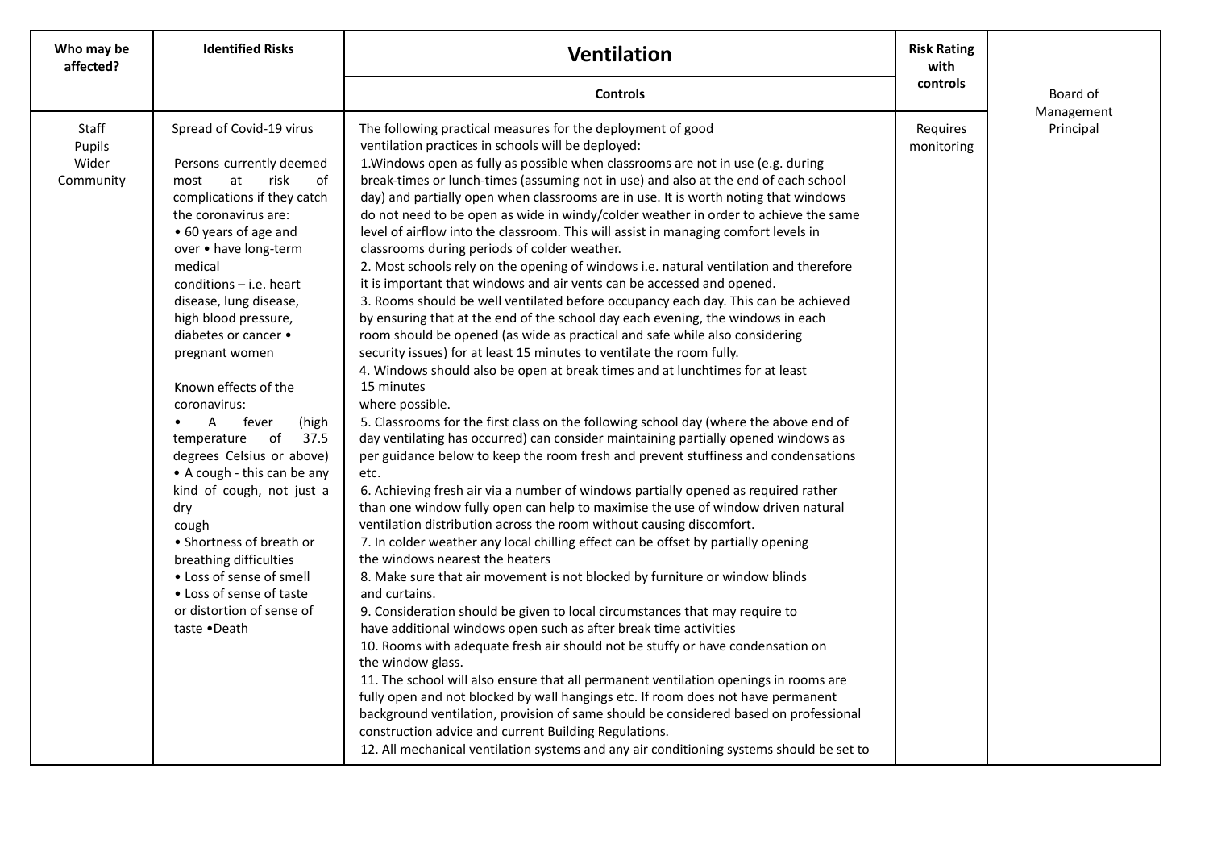| Who may be affected? | Identified Risks | Ventilation<br>**Controls** | Risk Rating with controls | |
|---|---|---|---|---|
| Staff<br>Pupils<br>Wider Community | Spread of Covid-19 virus<br><br>Persons currently deemed most at risk of complications if they catch the coronavirus are:<br>• 60 years of age and over • have long-term medical conditions – i.e. heart disease, lung disease, high blood pressure, diabetes or cancer • pregnant women<br><br>Known effects of the coronavirus:<br>• A fever (high temperature of 37.5 degrees Celsius or above)<br>• A cough - this can be any kind of cough, not just a dry cough<br>• Shortness of breath or breathing difficulties<br>• Loss of sense of smell<br>• Loss of sense of taste or distortion of sense of taste •Death | The following practical measures for the deployment of good ventilation practices in schools will be deployed:<br>1.Windows open as fully as possible when classrooms are not in use (e.g. during break-times or lunch-times (assuming not in use) and also at the end of each school day) and partially open when classrooms are in use. It is worth noting that windows do not need to be open as wide in windy/colder weather in order to achieve the same level of airflow into the classroom. This will assist in managing comfort levels in classrooms during periods of colder weather.<br>2. Most schools rely on the opening of windows i.e. natural ventilation and therefore it is important that windows and air vents can be accessed and opened.<br>3. Rooms should be well ventilated before occupancy each day. This can be achieved by ensuring that at the end of the school day each evening, the windows in each room should be opened (as wide as practical and safe while also considering security issues) for at least 15 minutes to ventilate the room fully.<br>4. Windows should also be open at break times and at lunchtimes for at least 15 minutes where possible.<br>5. Classrooms for the first class on the following school day (where the above end of day ventilating has occurred) can consider maintaining partially opened windows as per guidance below to keep the room fresh and prevent stuffiness and condensations etc.<br>6. Achieving fresh air via a number of windows partially opened as required rather than one window fully open can help to maximise the use of window driven natural ventilation distribution across the room without causing discomfort.<br>7. In colder weather any local chilling effect can be offset by partially opening the windows nearest the heaters<br>8. Make sure that air movement is not blocked by furniture or window blinds and curtains.<br>9. Consideration should be given to local circumstances that may require to have additional windows open such as after break time activities<br>10. Rooms with adequate fresh air should not be stuffy or have condensation on the window glass.<br>11. The school will also ensure that all permanent ventilation openings in rooms are fully open and not blocked by wall hangings etc. If room does not have permanent background ventilation, provision of same should be considered based on professional construction advice and current Building Regulations.<br>12. All mechanical ventilation systems and any air conditioning systems should be set to | Requires monitoring | Board of Management<br>Principal |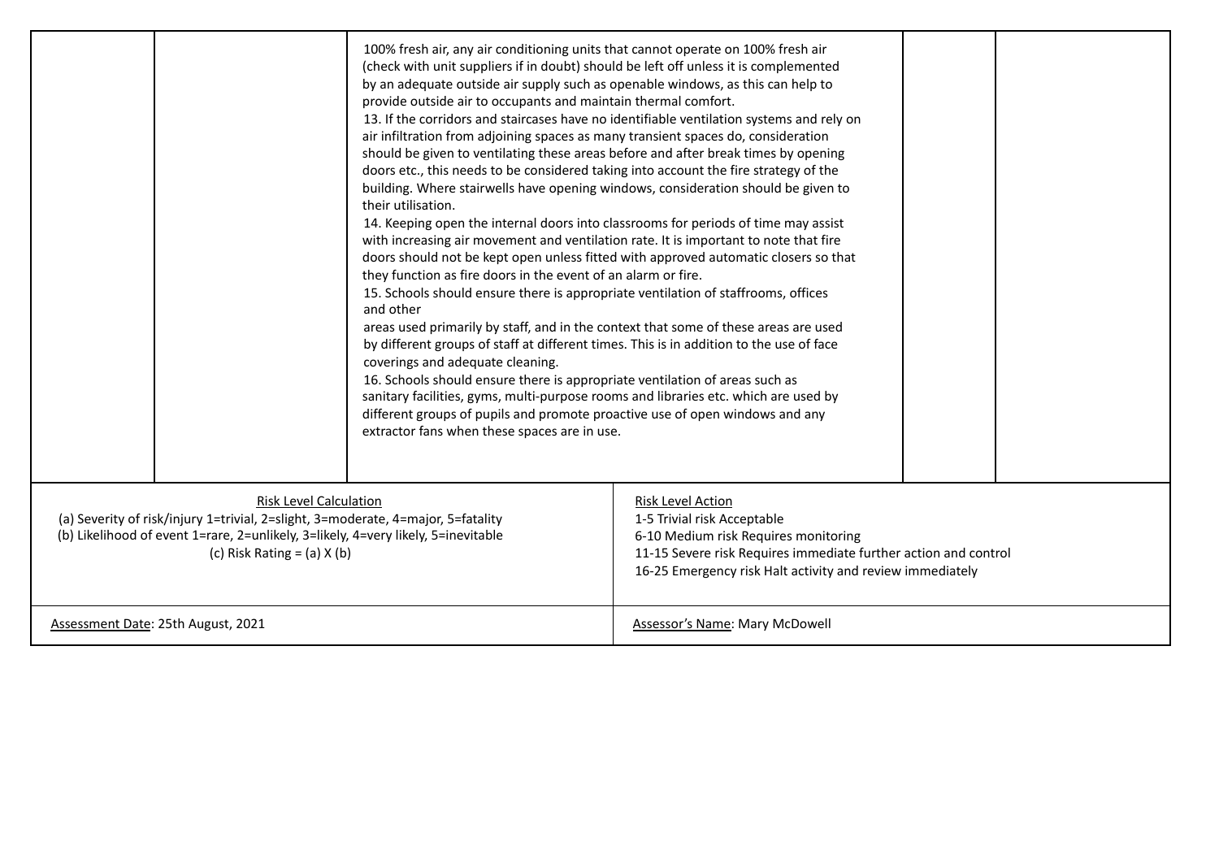| | | 100% fresh air, any air conditioning units that cannot operate on 100% fresh air (check with unit suppliers if in doubt) should be left off unless it is complemented by an adequate outside air supply such as openable windows, as this can help to provide outside air to occupants and maintain thermal comfort.<br>13. If the corridors and staircases have no identifiable ventilation systems and rely on air infiltration from adjoining spaces as many transient spaces do, consideration should be given to ventilating these areas before and after break times by opening doors etc., this needs to be considered taking into account the fire strategy of the building. Where stairwells have opening windows, consideration should be given to their utilisation.<br>14. Keeping open the internal doors into classrooms for periods of time may assist with increasing air movement and ventilation rate. It is important to note that fire doors should not be kept open unless fitted with approved automatic closers so that they function as fire doors in the event of an alarm or fire.<br>15. Schools should ensure there is appropriate ventilation of staffrooms, offices and other<br>areas used primarily by staff, and in the context that some of these areas are used by different groups of staff at different times. This is in addition to the use of face coverings and adequate cleaning.<br>16. Schools should ensure there is appropriate ventilation of areas such as sanitary facilities, gyms, multi-purpose rooms and libraries etc. which are used by different groups of pupils and promote proactive use of open windows and any extractor fans when these spaces are in use. | | |
|---|---|---|---|---|

| Risk Level Calculation | Risk Level Action |
|---|---|
| (a) Severity of risk/injury 1=trivial, 2=slight, 3=moderate, 4=major, 5=fatality<br>(b) Likelihood of event 1=rare, 2=unlikely, 3=likely, 4=very likely, 5=inevitable<br>(c) Risk Rating = (a) X (b) | 1-5 Trivial risk Acceptable<br>6-10 Medium risk Requires monitoring<br>11-15 Severe risk Requires immediate further action and control<br>16-25 Emergency risk Halt activity and review immediately |
| Assessment Date: 25th August, 2021 | Assessor's Name: Mary McDowell |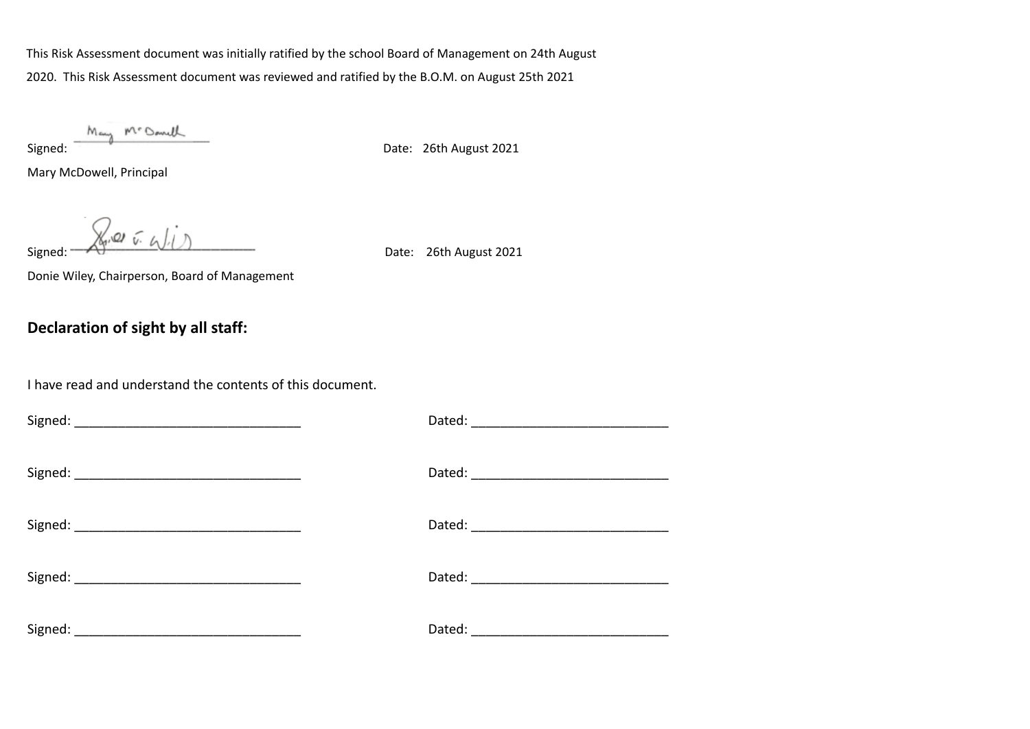This Risk Assessment document was initially ratified by the school Board of Management on 24th August 2020. This Risk Assessment document was reviewed and ratified by the B.O.M. on August 25th 2021

Signed: Mary McDowell　　　　　　　　Date: 26th August 2021

Mary McDowell, Principal

Signed: ______________________　　　　　　　　Date: 26th August 2021

Donie Wiley, Chairperson, Board of Management

## Declaration of sight by all staff:

I have read and understand the contents of this document.

Signed: ______________________________　　　　　　Dated: __________________________

Signed: ______________________________　　　　　　Dated: __________________________

Signed: ______________________________　　　　　　Dated: __________________________

Signed: ______________________________　　　　　　Dated: __________________________

Signed: ______________________________　　　　　　Dated: __________________________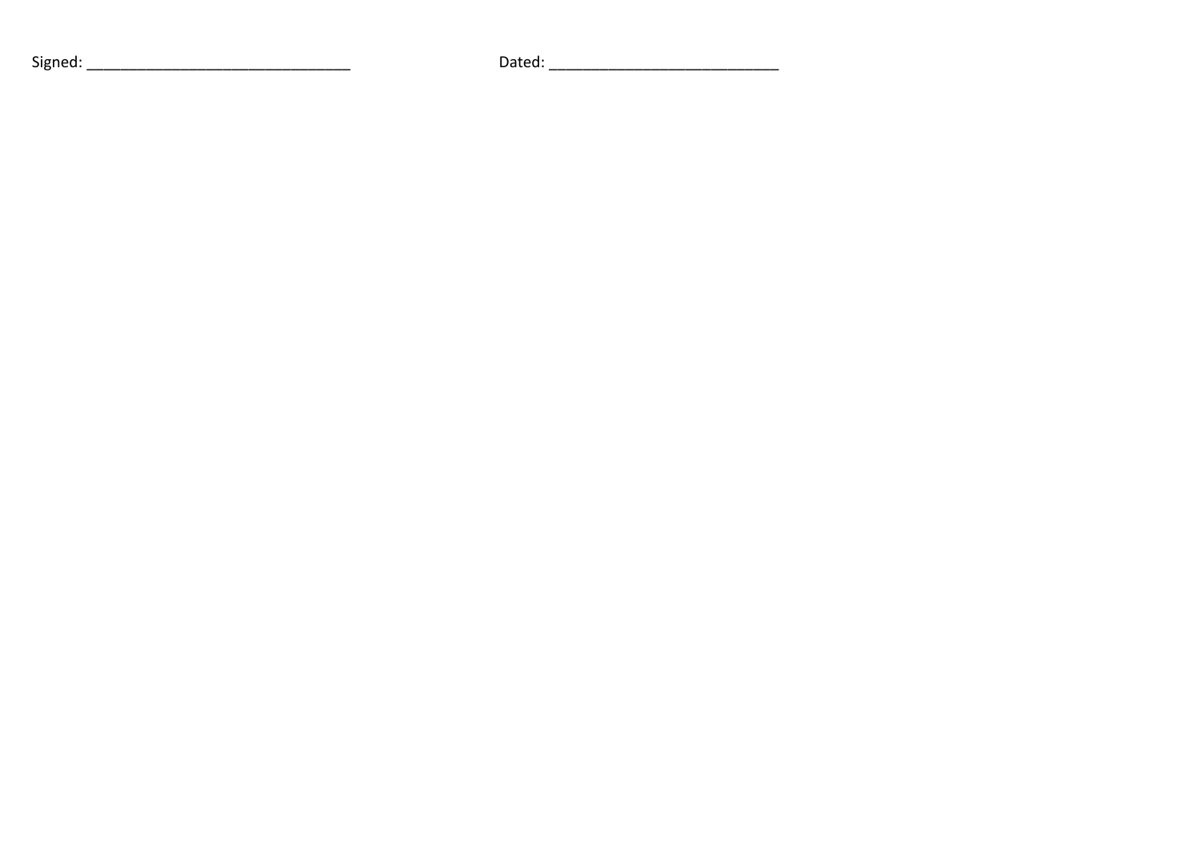Signed: _______________________________ Dated: ___________________________